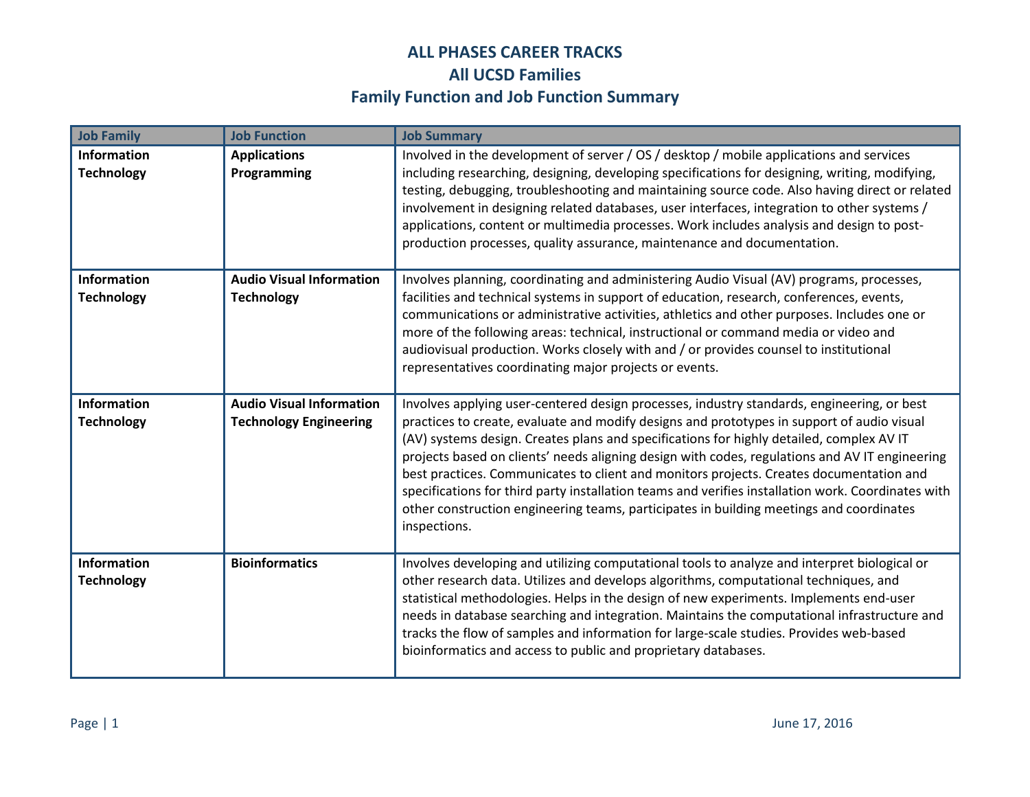# ALL PHASES CAREER TRACKS

## All UCSD Families

## Family Function and Job Function Summary

| Job Family | Job Function | Job Summary |
|---|---|---|
| **Information Technology** | **Applications Programming** | Involved in the development of server / OS / desktop / mobile applications and services including researching, designing, developing specifications for designing, writing, modifying, testing, debugging, troubleshooting and maintaining source code. Also having direct or related involvement in designing related databases, user interfaces, integration to other systems / applications, content or multimedia processes. Work includes analysis and design to post-production processes, quality assurance, maintenance and documentation. |
| **Information Technology** | **Audio Visual Information Technology** | Involves planning, coordinating and administering Audio Visual (AV) programs, processes, facilities and technical systems in support of education, research, conferences, events, communications or administrative activities, athletics and other purposes. Includes one or more of the following areas: technical, instructional or command media or video and audiovisual production. Works closely with and / or provides counsel to institutional representatives coordinating major projects or events. |
| **Information Technology** | **Audio Visual Information Technology Engineering** | Involves applying user-centered design processes, industry standards, engineering, or best practices to create, evaluate and modify designs and prototypes in support of audio visual (AV) systems design. Creates plans and specifications for highly detailed, complex AV IT projects based on clients' needs aligning design with codes, regulations and AV IT engineering best practices. Communicates to client and monitors projects. Creates documentation and specifications for third party installation teams and verifies installation work. Coordinates with other construction engineering teams, participates in building meetings and coordinates inspections. |
| **Information Technology** | **Bioinformatics** | Involves developing and utilizing computational tools to analyze and interpret biological or other research data. Utilizes and develops algorithms, computational techniques, and statistical methodologies. Helps in the design of new experiments. Implements end-user needs in database searching and integration. Maintains the computational infrastructure and tracks the flow of samples and information for large-scale studies. Provides web-based bioinformatics and access to public and proprietary databases. |

June 17, 2016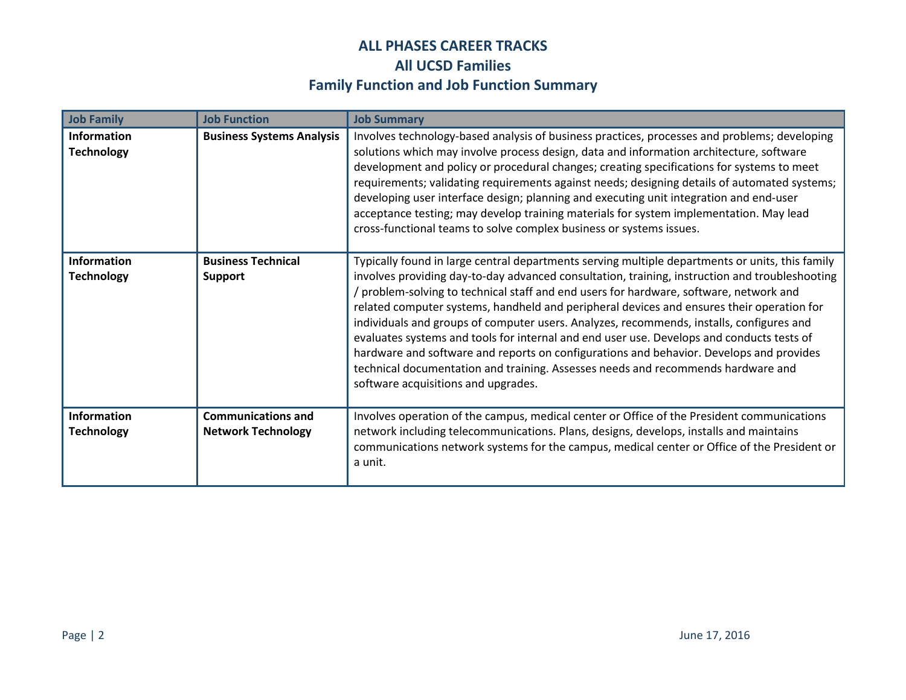# ALL PHASES CAREER TRACKS
## All UCSD Families
## Family Function and Job Function Summary

| Job Family | Job Function | Job Summary |
|---|---|---|
| **Information Technology** | **Business Systems Analysis** | Involves technology-based analysis of business practices, processes and problems; developing solutions which may involve process design, data and information architecture, software development and policy or procedural changes; creating specifications for systems to meet requirements; validating requirements against needs; designing details of automated systems; developing user interface design; planning and executing unit integration and end-user acceptance testing; may develop training materials for system implementation. May lead cross-functional teams to solve complex business or systems issues. |
| **Information Technology** | **Business Technical Support** | Typically found in large central departments serving multiple departments or units, this family involves providing day-to-day advanced consultation, training, instruction and troubleshooting / problem-solving to technical staff and end users for hardware, software, network and related computer systems, handheld and peripheral devices and ensures their operation for individuals and groups of computer users. Analyzes, recommends, installs, configures and evaluates systems and tools for internal and end user use. Develops and conducts tests of hardware and software and reports on configurations and behavior. Develops and provides technical documentation and training. Assesses needs and recommends hardware and software acquisitions and upgrades. |
| **Information Technology** | **Communications and Network Technology** | Involves operation of the campus, medical center or Office of the President communications network including telecommunications. Plans, designs, develops, installs and maintains communications network systems for the campus, medical center or Office of the President or a unit. |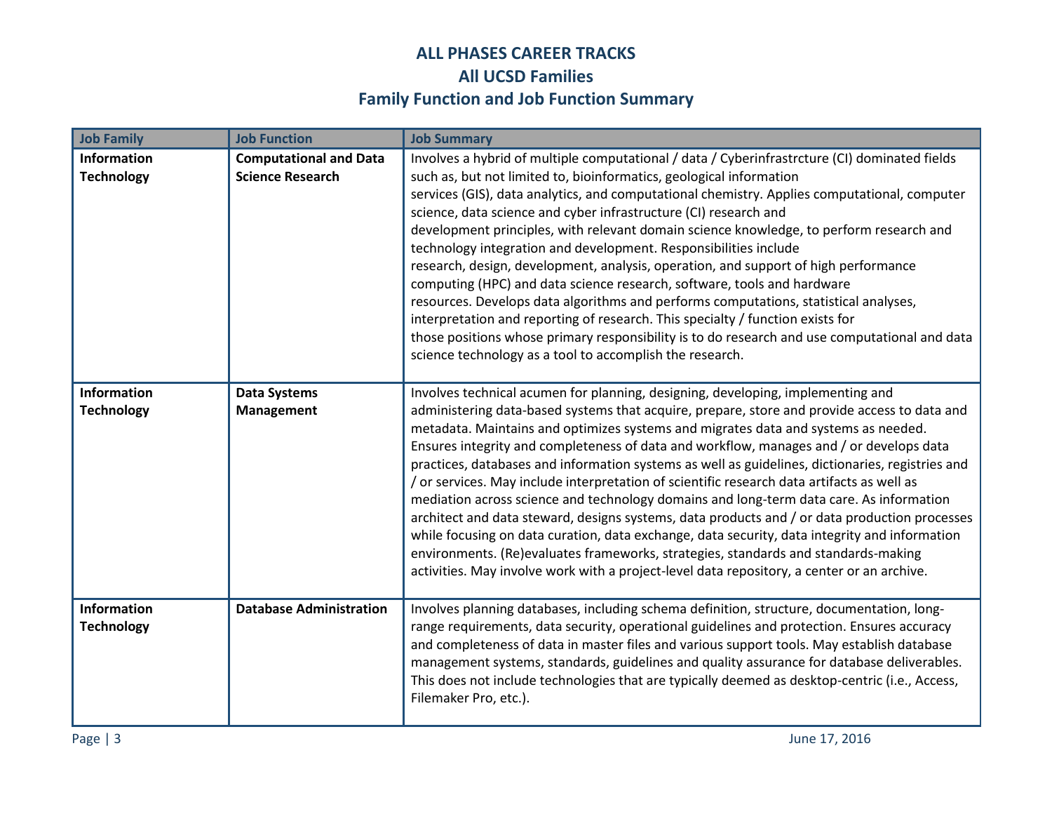# ALL PHASES CAREER TRACKS
## All UCSD Families
## Family Function and Job Function Summary

| Job Family | Job Function | Job Summary |
|---|---|---|
| **Information Technology** | **Computational and Data Science Research** | Involves a hybrid of multiple computational / data / Cyberinfrastrcture (CI) dominated fields such as, but not limited to, bioinformatics, geological information services (GIS), data analytics, and computational chemistry. Applies computational, computer science, data science and cyber infrastructure (CI) research and development principles, with relevant domain science knowledge, to perform research and technology integration and development. Responsibilities include research, design, development, analysis, operation, and support of high performance computing (HPC) and data science research, software, tools and hardware resources. Develops data algorithms and performs computations, statistical analyses, interpretation and reporting of research. This specialty / function exists for those positions whose primary responsibility is to do research and use computational and data science technology as a tool to accomplish the research. |
| **Information Technology** | **Data Systems Management** | Involves technical acumen for planning, designing, developing, implementing and administering data-based systems that acquire, prepare, store and provide access to data and metadata. Maintains and optimizes systems and migrates data and systems as needed. Ensures integrity and completeness of data and workflow, manages and / or develops data practices, databases and information systems as well as guidelines, dictionaries, registries and / or services. May include interpretation of scientific research data artifacts as well as mediation across science and technology domains and long-term data care. As information architect and data steward, designs systems, data products and / or data production processes while focusing on data curation, data exchange, data security, data integrity and information environments. (Re)evaluates frameworks, strategies, standards and standards-making activities. May involve work with a project-level data repository, a center or an archive. |
| **Information Technology** | **Database Administration** | Involves planning databases, including schema definition, structure, documentation, long-range requirements, data security, operational guidelines and protection. Ensures accuracy and completeness of data in master files and various support tools. May establish database management systems, standards, guidelines and quality assurance for database deliverables. This does not include technologies that are typically deemed as desktop-centric (i.e., Access, Filemaker Pro, etc.). |

June 17, 2016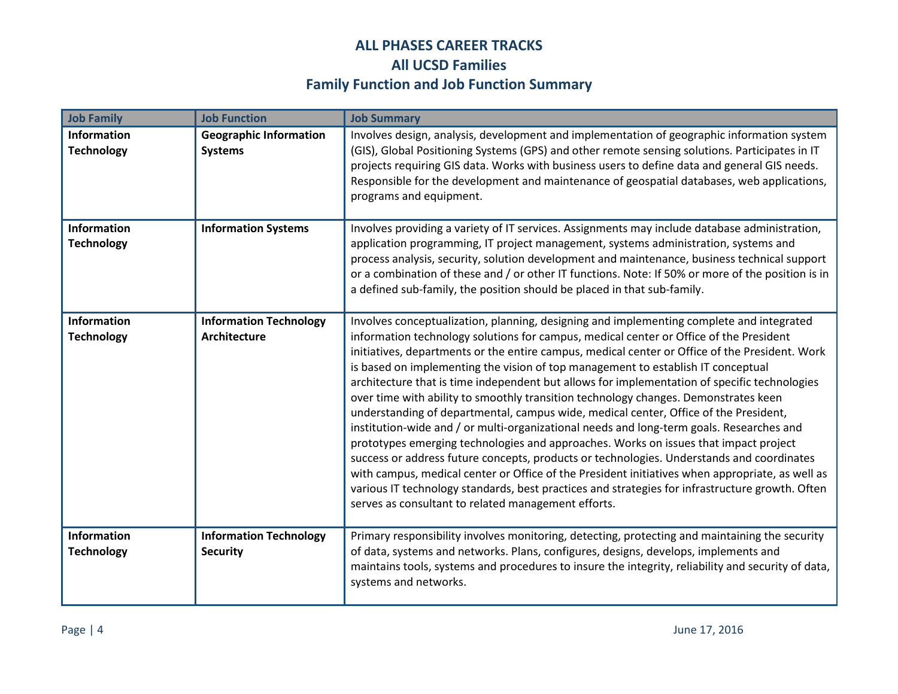# ALL PHASES CAREER TRACKS
## All UCSD Families
## Family Function and Job Function Summary

| Job Family | Job Function | Job Summary |
|---|---|---|
| **Information Technology** | **Geographic Information Systems** | Involves design, analysis, development and implementation of geographic information system (GIS), Global Positioning Systems (GPS) and other remote sensing solutions. Participates in IT projects requiring GIS data. Works with business users to define data and general GIS needs. Responsible for the development and maintenance of geospatial databases, web applications, programs and equipment. |
| **Information Technology** | **Information Systems** | Involves providing a variety of IT services. Assignments may include database administration, application programming, IT project management, systems administration, systems and process analysis, security, solution development and maintenance, business technical support or a combination of these and / or other IT functions. Note: If 50% or more of the position is in a defined sub-family, the position should be placed in that sub-family. |
| **Information Technology** | **Information Technology Architecture** | Involves conceptualization, planning, designing and implementing complete and integrated information technology solutions for campus, medical center or Office of the President initiatives, departments or the entire campus, medical center or Office of the President. Work is based on implementing the vision of top management to establish IT conceptual architecture that is time independent but allows for implementation of specific technologies over time with ability to smoothly transition technology changes. Demonstrates keen understanding of departmental, campus wide, medical center, Office of the President, institution-wide and / or multi-organizational needs and long-term goals. Researches and prototypes emerging technologies and approaches. Works on issues that impact project success or address future concepts, products or technologies. Understands and coordinates with campus, medical center or Office of the President initiatives when appropriate, as well as various IT technology standards, best practices and strategies for infrastructure growth. Often serves as consultant to related management efforts. |
| **Information Technology** | **Information Technology Security** | Primary responsibility involves monitoring, detecting, protecting and maintaining the security of data, systems and networks. Plans, configures, designs, develops, implements and maintains tools, systems and procedures to insure the integrity, reliability and security of data, systems and networks. |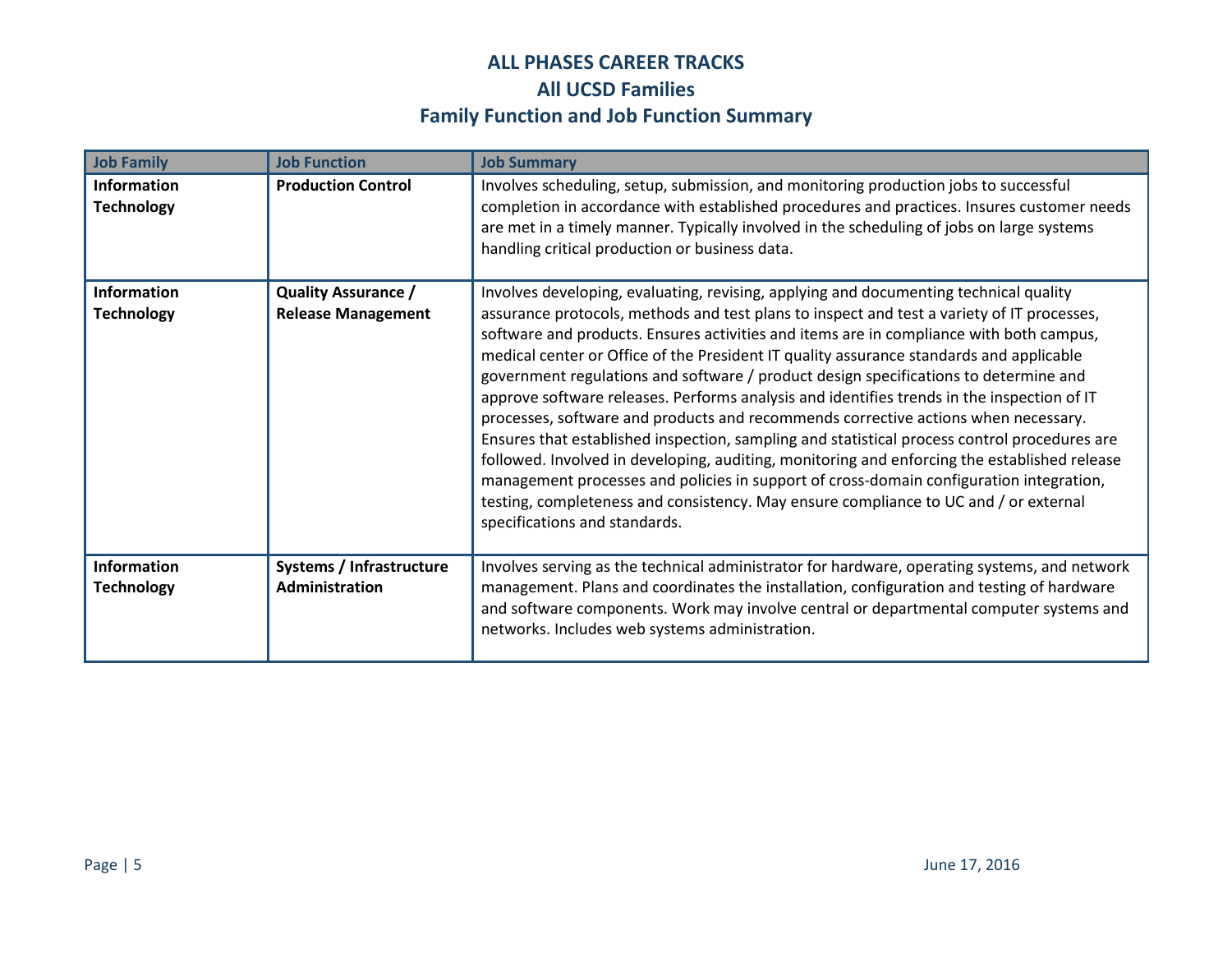# ALL PHASES CAREER TRACKS
## All UCSD Families
## Family Function and Job Function Summary

| Job Family | Job Function | Job Summary |
|---|---|---|
| **Information Technology** | **Production Control** | Involves scheduling, setup, submission, and monitoring production jobs to successful completion in accordance with established procedures and practices. Insures customer needs are met in a timely manner. Typically involved in the scheduling of jobs on large systems handling critical production or business data. |
| **Information Technology** | **Quality Assurance / Release Management** | Involves developing, evaluating, revising, applying and documenting technical quality assurance protocols, methods and test plans to inspect and test a variety of IT processes, software and products. Ensures activities and items are in compliance with both campus, medical center or Office of the President IT quality assurance standards and applicable government regulations and software / product design specifications to determine and approve software releases. Performs analysis and identifies trends in the inspection of IT processes, software and products and recommends corrective actions when necessary. Ensures that established inspection, sampling and statistical process control procedures are followed. Involved in developing, auditing, monitoring and enforcing the established release management processes and policies in support of cross-domain configuration integration, testing, completeness and consistency. May ensure compliance to UC and / or external specifications and standards. |
| **Information Technology** | **Systems / Infrastructure Administration** | Involves serving as the technical administrator for hardware, operating systems, and network management. Plans and coordinates the installation, configuration and testing of hardware and software components. Work may involve central or departmental computer systems and networks. Includes web systems administration. |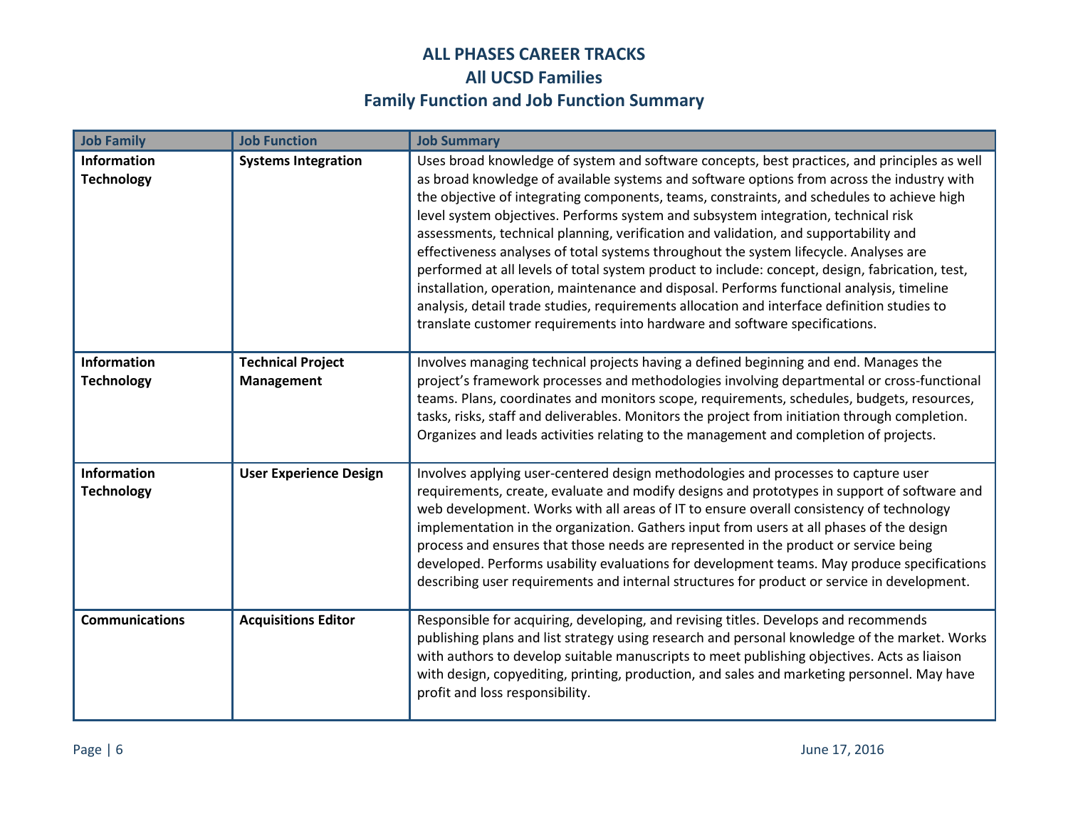# ALL PHASES CAREER TRACKS
## All UCSD Families
## Family Function and Job Function Summary

| Job Family | Job Function | Job Summary |
|---|---|---|
| **Information Technology** | **Systems Integration** | Uses broad knowledge of system and software concepts, best practices, and principles as well as broad knowledge of available systems and software options from across the industry with the objective of integrating components, teams, constraints, and schedules to achieve high level system objectives. Performs system and subsystem integration, technical risk assessments, technical planning, verification and validation, and supportability and effectiveness analyses of total systems throughout the system lifecycle. Analyses are performed at all levels of total system product to include: concept, design, fabrication, test, installation, operation, maintenance and disposal. Performs functional analysis, timeline analysis, detail trade studies, requirements allocation and interface definition studies to translate customer requirements into hardware and software specifications. |
| **Information Technology** | **Technical Project Management** | Involves managing technical projects having a defined beginning and end. Manages the project's framework processes and methodologies involving departmental or cross-functional teams. Plans, coordinates and monitors scope, requirements, schedules, budgets, resources, tasks, risks, staff and deliverables. Monitors the project from initiation through completion. Organizes and leads activities relating to the management and completion of projects. |
| **Information Technology** | **User Experience Design** | Involves applying user-centered design methodologies and processes to capture user requirements, create, evaluate and modify designs and prototypes in support of software and web development. Works with all areas of IT to ensure overall consistency of technology implementation in the organization. Gathers input from users at all phases of the design process and ensures that those needs are represented in the product or service being developed. Performs usability evaluations for development teams. May produce specifications describing user requirements and internal structures for product or service in development. |
| **Communications** | **Acquisitions Editor** | Responsible for acquiring, developing, and revising titles. Develops and recommends publishing plans and list strategy using research and personal knowledge of the market. Works with authors to develop suitable manuscripts to meet publishing objectives. Acts as liaison with design, copyediting, printing, production, and sales and marketing personnel. May have profit and loss responsibility. |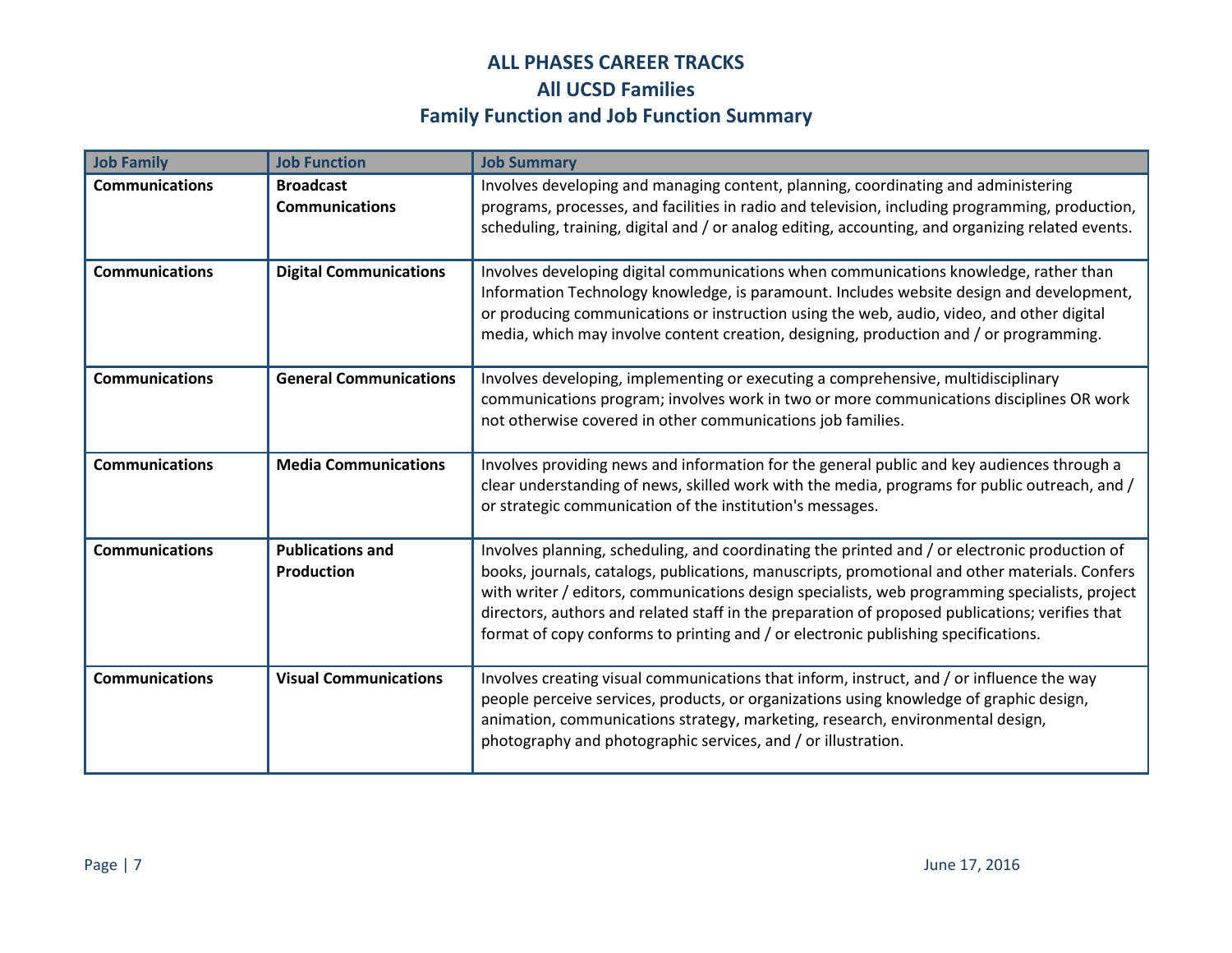# ALL PHASES CAREER TRACKS
## All UCSD Families
## Family Function and Job Function Summary

| Job Family | Job Function | Job Summary |
|---|---|---|
| **Communications** | **Broadcast Communications** | Involves developing and managing content, planning, coordinating and administering programs, processes, and facilities in radio and television, including programming, production, scheduling, training, digital and / or analog editing, accounting, and organizing related events. |
| **Communications** | **Digital Communications** | Involves developing digital communications when communications knowledge, rather than Information Technology knowledge, is paramount. Includes website design and development, or producing communications or instruction using the web, audio, video, and other digital media, which may involve content creation, designing, production and / or programming. |
| **Communications** | **General Communications** | Involves developing, implementing or executing a comprehensive, multidisciplinary communications program; involves work in two or more communications disciplines OR work not otherwise covered in other communications job families. |
| **Communications** | **Media Communications** | Involves providing news and information for the general public and key audiences through a clear understanding of news, skilled work with the media, programs for public outreach, and / or strategic communication of the institution's messages. |
| **Communications** | **Publications and Production** | Involves planning, scheduling, and coordinating the printed and / or electronic production of books, journals, catalogs, publications, manuscripts, promotional and other materials. Confers with writer / editors, communications design specialists, web programming specialists, project directors, authors and related staff in the preparation of proposed publications; verifies that format of copy conforms to printing and / or electronic publishing specifications. |
| **Communications** | **Visual Communications** | Involves creating visual communications that inform, instruct, and / or influence the way people perceive services, products, or organizations using knowledge of graphic design, animation, communications strategy, marketing, research, environmental design, photography and photographic services, and / or illustration. |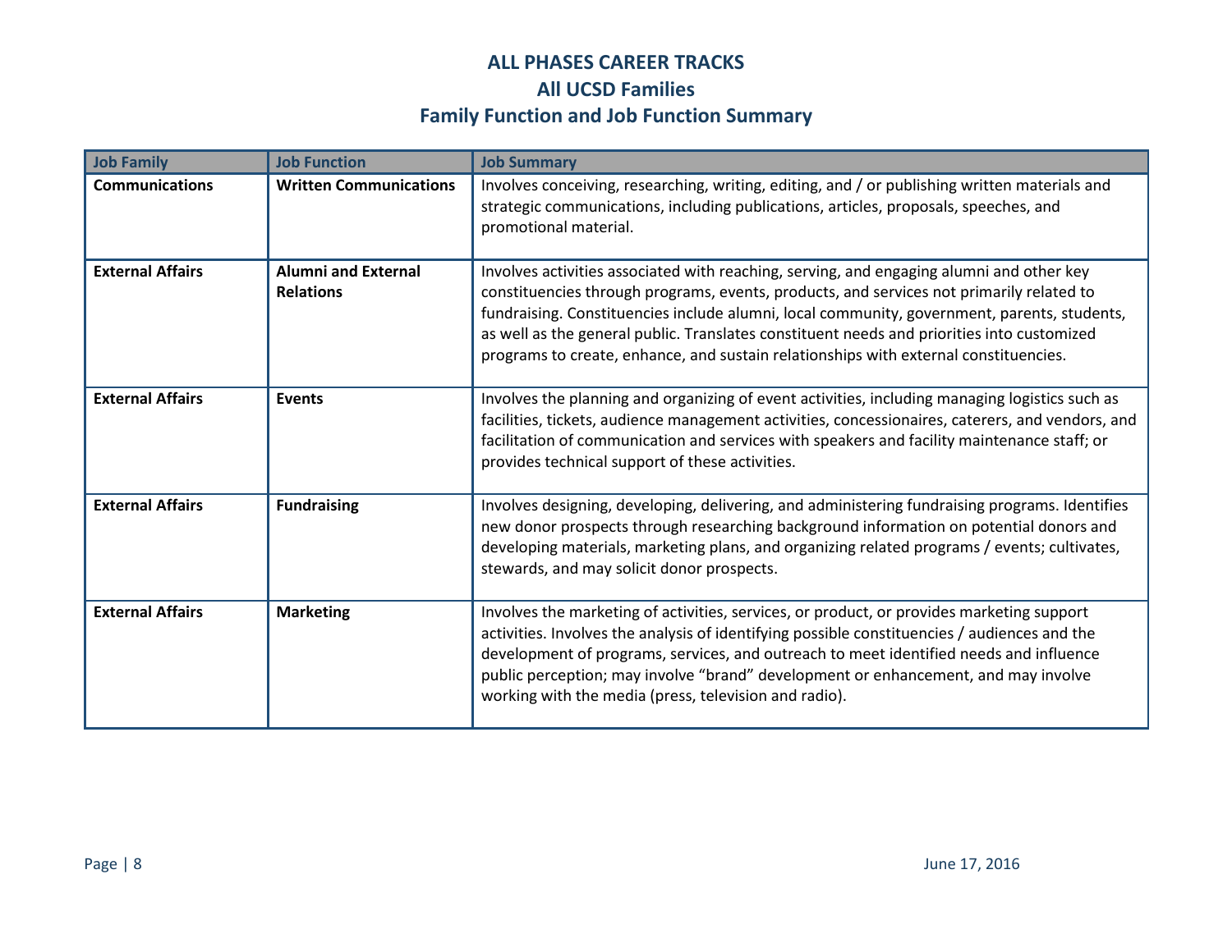# ALL PHASES CAREER TRACKS
## All UCSD Families
## Family Function and Job Function Summary

| Job Family | Job Function | Job Summary |
| --- | --- | --- |
| **Communications** | **Written Communications** | Involves conceiving, researching, writing, editing, and / or publishing written materials and strategic communications, including publications, articles, proposals, speeches, and promotional material. |
| **External Affairs** | **Alumni and External Relations** | Involves activities associated with reaching, serving, and engaging alumni and other key constituencies through programs, events, products, and services not primarily related to fundraising. Constituencies include alumni, local community, government, parents, students, as well as the general public. Translates constituent needs and priorities into customized programs to create, enhance, and sustain relationships with external constituencies. |
| **External Affairs** | **Events** | Involves the planning and organizing of event activities, including managing logistics such as facilities, tickets, audience management activities, concessionaires, caterers, and vendors, and facilitation of communication and services with speakers and facility maintenance staff; or provides technical support of these activities. |
| **External Affairs** | **Fundraising** | Involves designing, developing, delivering, and administering fundraising programs. Identifies new donor prospects through researching background information on potential donors and developing materials, marketing plans, and organizing related programs / events; cultivates, stewards, and may solicit donor prospects. |
| **External Affairs** | **Marketing** | Involves the marketing of activities, services, or product, or provides marketing support activities. Involves the analysis of identifying possible constituencies / audiences and the development of programs, services, and outreach to meet identified needs and influence public perception; may involve "brand" development or enhancement, and may involve working with the media (press, television and radio). |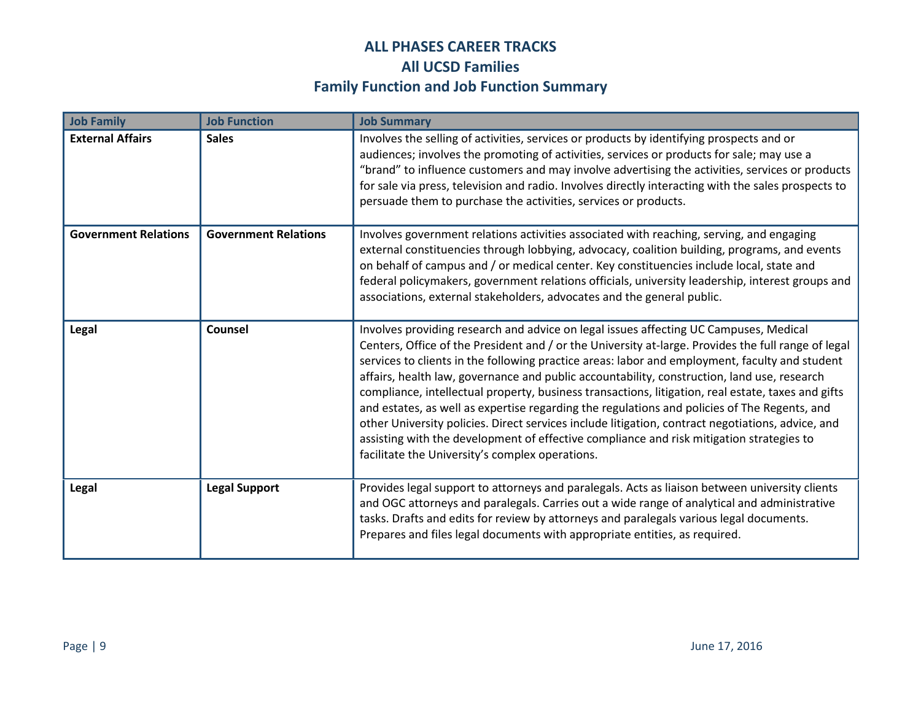# ALL PHASES CAREER TRACKS
## All UCSD Families
## Family Function and Job Function Summary

| Job Family | Job Function | Job Summary |
|---|---|---|
| **External Affairs** | **Sales** | Involves the selling of activities, services or products by identifying prospects and or audiences; involves the promoting of activities, services or products for sale; may use a "brand" to influence customers and may involve advertising the activities, services or products for sale via press, television and radio. Involves directly interacting with the sales prospects to persuade them to purchase the activities, services or products. |
| **Government Relations** | **Government Relations** | Involves government relations activities associated with reaching, serving, and engaging external constituencies through lobbying, advocacy, coalition building, programs, and events on behalf of campus and / or medical center. Key constituencies include local, state and federal policymakers, government relations officials, university leadership, interest groups and associations, external stakeholders, advocates and the general public. |
| **Legal** | **Counsel** | Involves providing research and advice on legal issues affecting UC Campuses, Medical Centers, Office of the President and / or the University at-large. Provides the full range of legal services to clients in the following practice areas: labor and employment, faculty and student affairs, health law, governance and public accountability, construction, land use, research compliance, intellectual property, business transactions, litigation, real estate, taxes and gifts and estates, as well as expertise regarding the regulations and policies of The Regents, and other University policies. Direct services include litigation, contract negotiations, advice, and assisting with the development of effective compliance and risk mitigation strategies to facilitate the University's complex operations. |
| **Legal** | **Legal Support** | Provides legal support to attorneys and paralegals. Acts as liaison between university clients and OGC attorneys and paralegals. Carries out a wide range of analytical and administrative tasks. Drafts and edits for review by attorneys and paralegals various legal documents. Prepares and files legal documents with appropriate entities, as required. |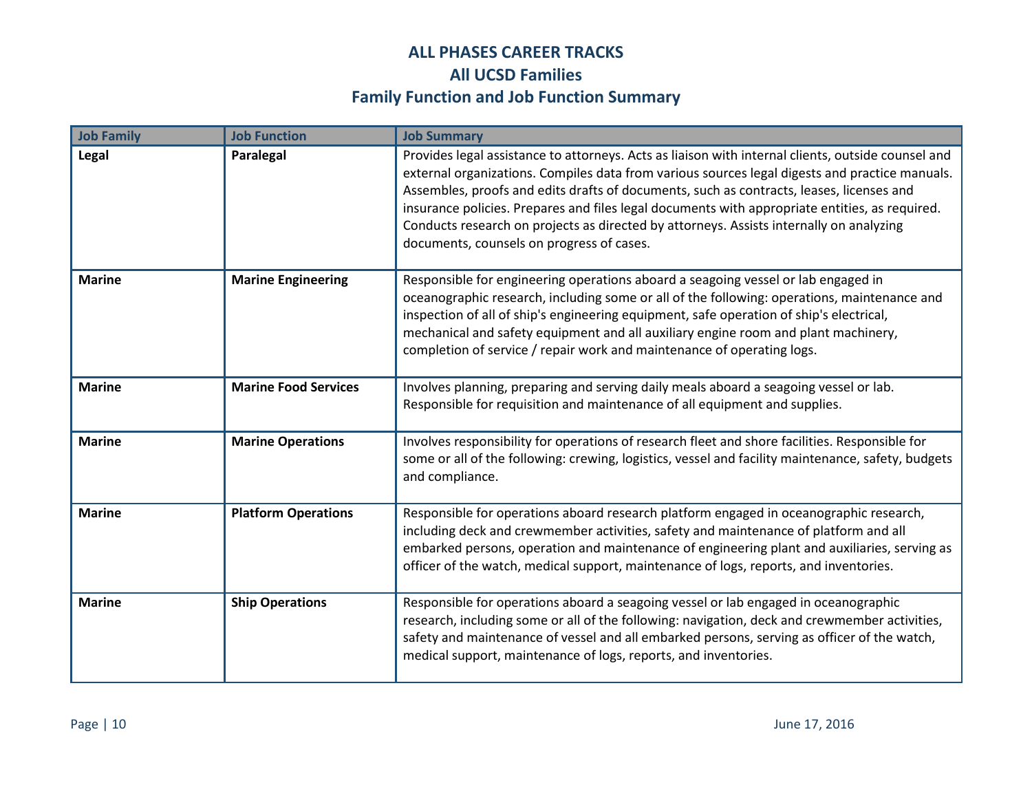# ALL PHASES CAREER TRACKS
## All UCSD Families
## Family Function and Job Function Summary

| Job Family | Job Function | Job Summary |
|---|---|---|
| **Legal** | **Paralegal** | Provides legal assistance to attorneys. Acts as liaison with internal clients, outside counsel and external organizations. Compiles data from various sources legal digests and practice manuals. Assembles, proofs and edits drafts of documents, such as contracts, leases, licenses and insurance policies. Prepares and files legal documents with appropriate entities, as required. Conducts research on projects as directed by attorneys. Assists internally on analyzing documents, counsels on progress of cases. |
| **Marine** | **Marine Engineering** | Responsible for engineering operations aboard a seagoing vessel or lab engaged in oceanographic research, including some or all of the following: operations, maintenance and inspection of all of ship's engineering equipment, safe operation of ship's electrical, mechanical and safety equipment and all auxiliary engine room and plant machinery, completion of service / repair work and maintenance of operating logs. |
| **Marine** | **Marine Food Services** | Involves planning, preparing and serving daily meals aboard a seagoing vessel or lab. Responsible for requisition and maintenance of all equipment and supplies. |
| **Marine** | **Marine Operations** | Involves responsibility for operations of research fleet and shore facilities. Responsible for some or all of the following: crewing, logistics, vessel and facility maintenance, safety, budgets and compliance. |
| **Marine** | **Platform Operations** | Responsible for operations aboard research platform engaged in oceanographic research, including deck and crewmember activities, safety and maintenance of platform and all embarked persons, operation and maintenance of engineering plant and auxiliaries, serving as officer of the watch, medical support, maintenance of logs, reports, and inventories. |
| **Marine** | **Ship Operations** | Responsible for operations aboard a seagoing vessel or lab engaged in oceanographic research, including some or all of the following: navigation, deck and crewmember activities, safety and maintenance of vessel and all embarked persons, serving as officer of the watch, medical support, maintenance of logs, reports, and inventories. |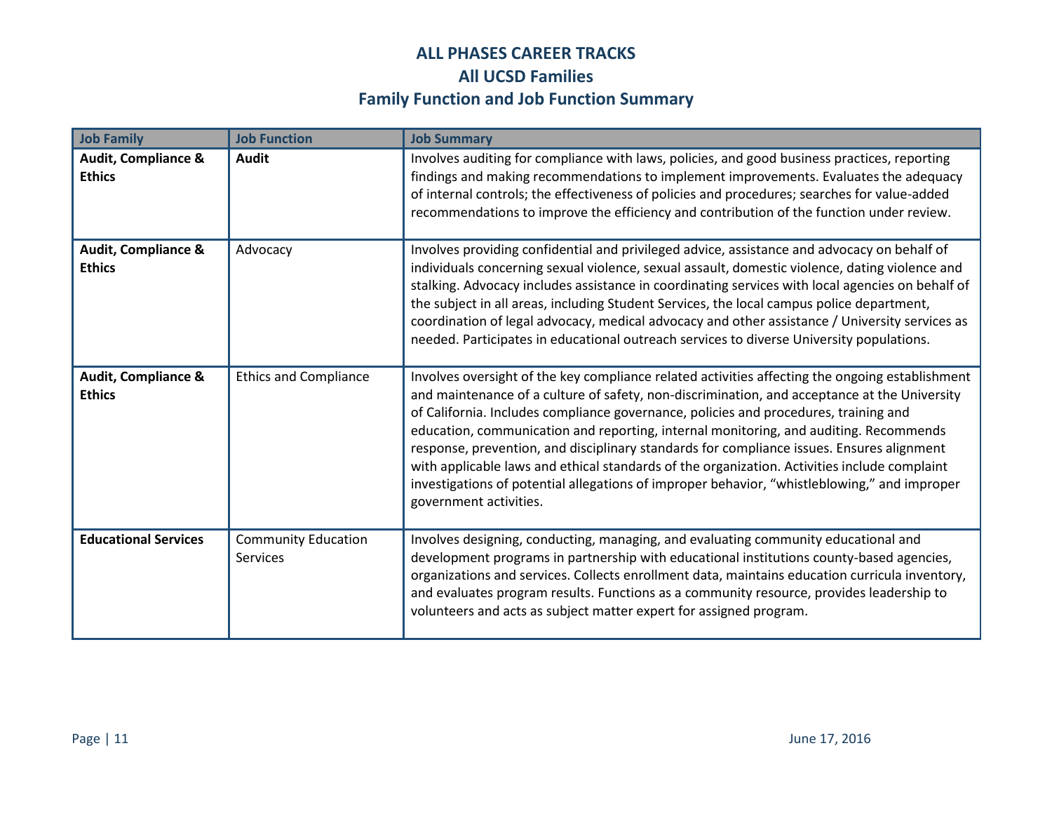# ALL PHASES CAREER TRACKS
## All UCSD Families
## Family Function and Job Function Summary

| Job Family | Job Function | Job Summary |
|---|---|---|
| **Audit, Compliance & Ethics** | **Audit** | Involves auditing for compliance with laws, policies, and good business practices, reporting findings and making recommendations to implement improvements. Evaluates the adequacy of internal controls; the effectiveness of policies and procedures; searches for value-added recommendations to improve the efficiency and contribution of the function under review. |
| **Audit, Compliance & Ethics** | Advocacy | Involves providing confidential and privileged advice, assistance and advocacy on behalf of individuals concerning sexual violence, sexual assault, domestic violence, dating violence and stalking. Advocacy includes assistance in coordinating services with local agencies on behalf of the subject in all areas, including Student Services, the local campus police department, coordination of legal advocacy, medical advocacy and other assistance / University services as needed. Participates in educational outreach services to diverse University populations. |
| **Audit, Compliance & Ethics** | Ethics and Compliance | Involves oversight of the key compliance related activities affecting the ongoing establishment and maintenance of a culture of safety, non-discrimination, and acceptance at the University of California. Includes compliance governance, policies and procedures, training and education, communication and reporting, internal monitoring, and auditing. Recommends response, prevention, and disciplinary standards for compliance issues. Ensures alignment with applicable laws and ethical standards of the organization. Activities include complaint investigations of potential allegations of improper behavior, "whistleblowing," and improper government activities. |
| **Educational Services** | Community Education Services | Involves designing, conducting, managing, and evaluating community educational and development programs in partnership with educational institutions county-based agencies, organizations and services. Collects enrollment data, maintains education curricula inventory, and evaluates program results. Functions as a community resource, provides leadership to volunteers and acts as subject matter expert for assigned program. |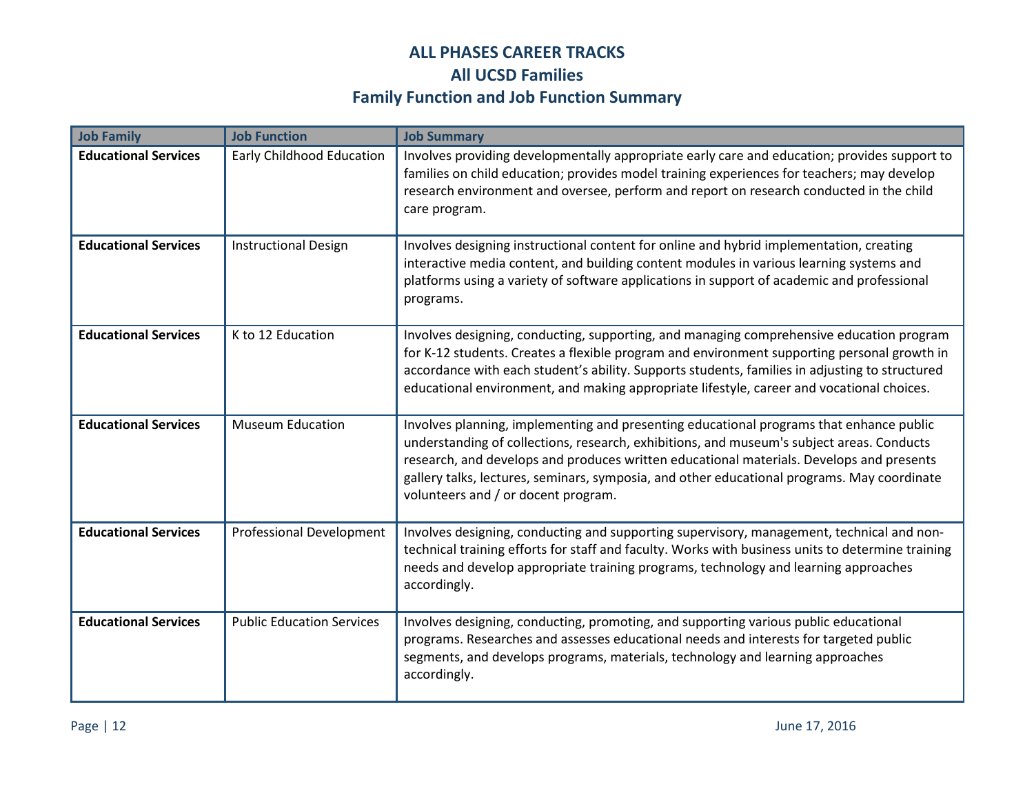# ALL PHASES CAREER TRACKS
## All UCSD Families
## Family Function and Job Function Summary

| Job Family | Job Function | Job Summary |
|---|---|---|
| **Educational Services** | Early Childhood Education | Involves providing developmentally appropriate early care and education; provides support to families on child education; provides model training experiences for teachers; may develop research environment and oversee, perform and report on research conducted in the child care program. |
| **Educational Services** | Instructional Design | Involves designing instructional content for online and hybrid implementation, creating interactive media content, and building content modules in various learning systems and platforms using a variety of software applications in support of academic and professional programs. |
| **Educational Services** | K to 12 Education | Involves designing, conducting, supporting, and managing comprehensive education program for K-12 students. Creates a flexible program and environment supporting personal growth in accordance with each student's ability. Supports students, families in adjusting to structured educational environment, and making appropriate lifestyle, career and vocational choices. |
| **Educational Services** | Museum Education | Involves planning, implementing and presenting educational programs that enhance public understanding of collections, research, exhibitions, and museum's subject areas. Conducts research, and develops and produces written educational materials. Develops and presents gallery talks, lectures, seminars, symposia, and other educational programs. May coordinate volunteers and / or docent program. |
| **Educational Services** | Professional Development | Involves designing, conducting and supporting supervisory, management, technical and non-technical training efforts for staff and faculty. Works with business units to determine training needs and develop appropriate training programs, technology and learning approaches accordingly. |
| **Educational Services** | Public Education Services | Involves designing, conducting, promoting, and supporting various public educational programs. Researches and assesses educational needs and interests for targeted public segments, and develops programs, materials, technology and learning approaches accordingly. |

June 17, 2016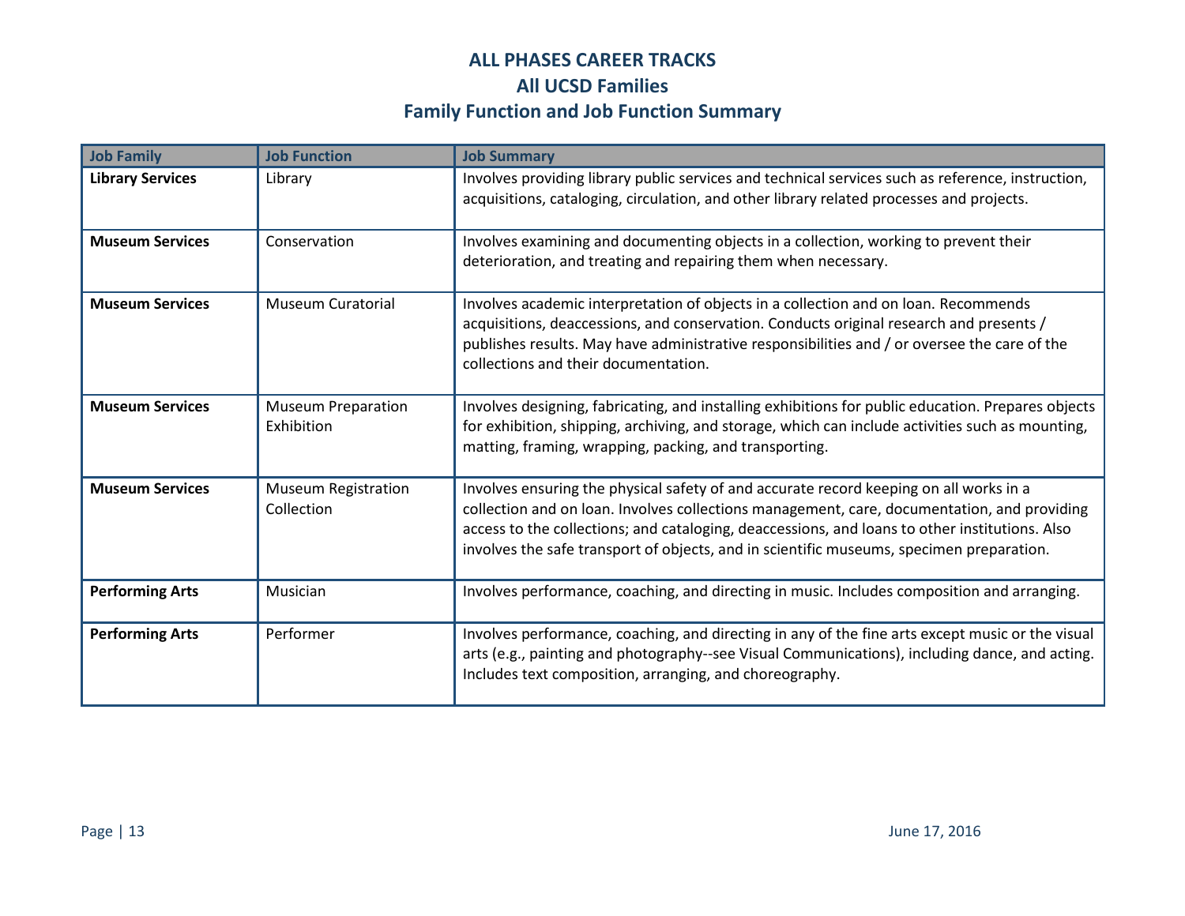# ALL PHASES CAREER TRACKS
## All UCSD Families
## Family Function and Job Function Summary

| Job Family | Job Function | Job Summary |
|---|---|---|
| **Library Services** | Library | Involves providing library public services and technical services such as reference, instruction, acquisitions, cataloging, circulation, and other library related processes and projects. |
| **Museum Services** | Conservation | Involves examining and documenting objects in a collection, working to prevent their deterioration, and treating and repairing them when necessary. |
| **Museum Services** | Museum Curatorial | Involves academic interpretation of objects in a collection and on loan. Recommends acquisitions, deaccessions, and conservation. Conducts original research and presents / publishes results. May have administrative responsibilities and / or oversee the care of the collections and their documentation. |
| **Museum Services** | Museum Preparation Exhibition | Involves designing, fabricating, and installing exhibitions for public education. Prepares objects for exhibition, shipping, archiving, and storage, which can include activities such as mounting, matting, framing, wrapping, packing, and transporting. |
| **Museum Services** | Museum Registration Collection | Involves ensuring the physical safety of and accurate record keeping on all works in a collection and on loan. Involves collections management, care, documentation, and providing access to the collections; and cataloging, deaccessions, and loans to other institutions. Also involves the safe transport of objects, and in scientific museums, specimen preparation. |
| **Performing Arts** | Musician | Involves performance, coaching, and directing in music. Includes composition and arranging. |
| **Performing Arts** | Performer | Involves performance, coaching, and directing in any of the fine arts except music or the visual arts (e.g., painting and photography--see Visual Communications), including dance, and acting. Includes text composition, arranging, and choreography. |

June 17, 2016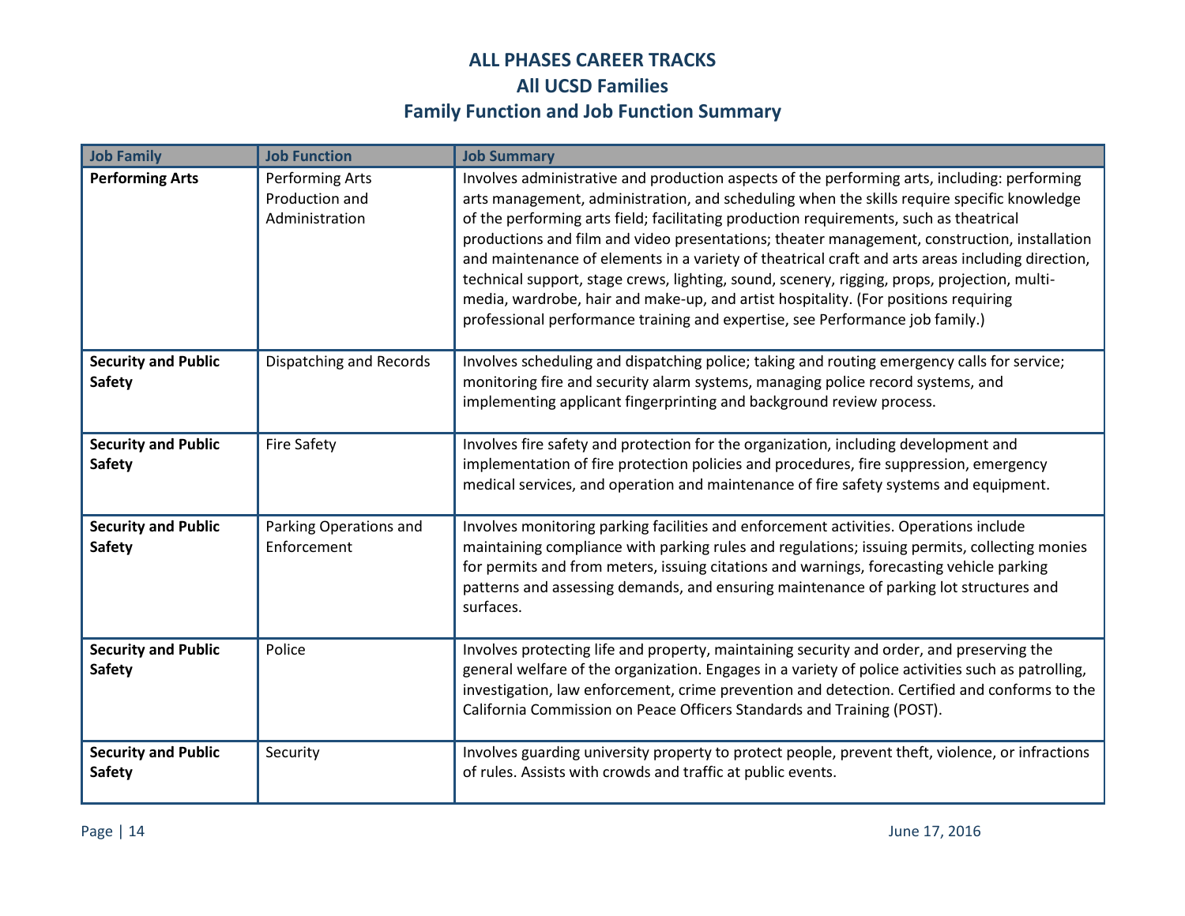# ALL PHASES CAREER TRACKS
## All UCSD Families
## Family Function and Job Function Summary

| Job Family | Job Function | Job Summary |
|---|---|---|
| **Performing Arts** | Performing Arts Production and Administration | Involves administrative and production aspects of the performing arts, including: performing arts management, administration, and scheduling when the skills require specific knowledge of the performing arts field; facilitating production requirements, such as theatrical productions and film and video presentations; theater management, construction, installation and maintenance of elements in a variety of theatrical craft and arts areas including direction, technical support, stage crews, lighting, sound, scenery, rigging, props, projection, multi-media, wardrobe, hair and make-up, and artist hospitality. (For positions requiring professional performance training and expertise, see Performance job family.) |
| **Security and Public Safety** | Dispatching and Records | Involves scheduling and dispatching police; taking and routing emergency calls for service; monitoring fire and security alarm systems, managing police record systems, and implementing applicant fingerprinting and background review process. |
| **Security and Public Safety** | Fire Safety | Involves fire safety and protection for the organization, including development and implementation of fire protection policies and procedures, fire suppression, emergency medical services, and operation and maintenance of fire safety systems and equipment. |
| **Security and Public Safety** | Parking Operations and Enforcement | Involves monitoring parking facilities and enforcement activities. Operations include maintaining compliance with parking rules and regulations; issuing permits, collecting monies for permits and from meters, issuing citations and warnings, forecasting vehicle parking patterns and assessing demands, and ensuring maintenance of parking lot structures and surfaces. |
| **Security and Public Safety** | Police | Involves protecting life and property, maintaining security and order, and preserving the general welfare of the organization. Engages in a variety of police activities such as patrolling, investigation, law enforcement, crime prevention and detection. Certified and conforms to the California Commission on Peace Officers Standards and Training (POST). |
| **Security and Public Safety** | Security | Involves guarding university property to protect people, prevent theft, violence, or infractions of rules. Assists with crowds and traffic at public events. |

June 17, 2016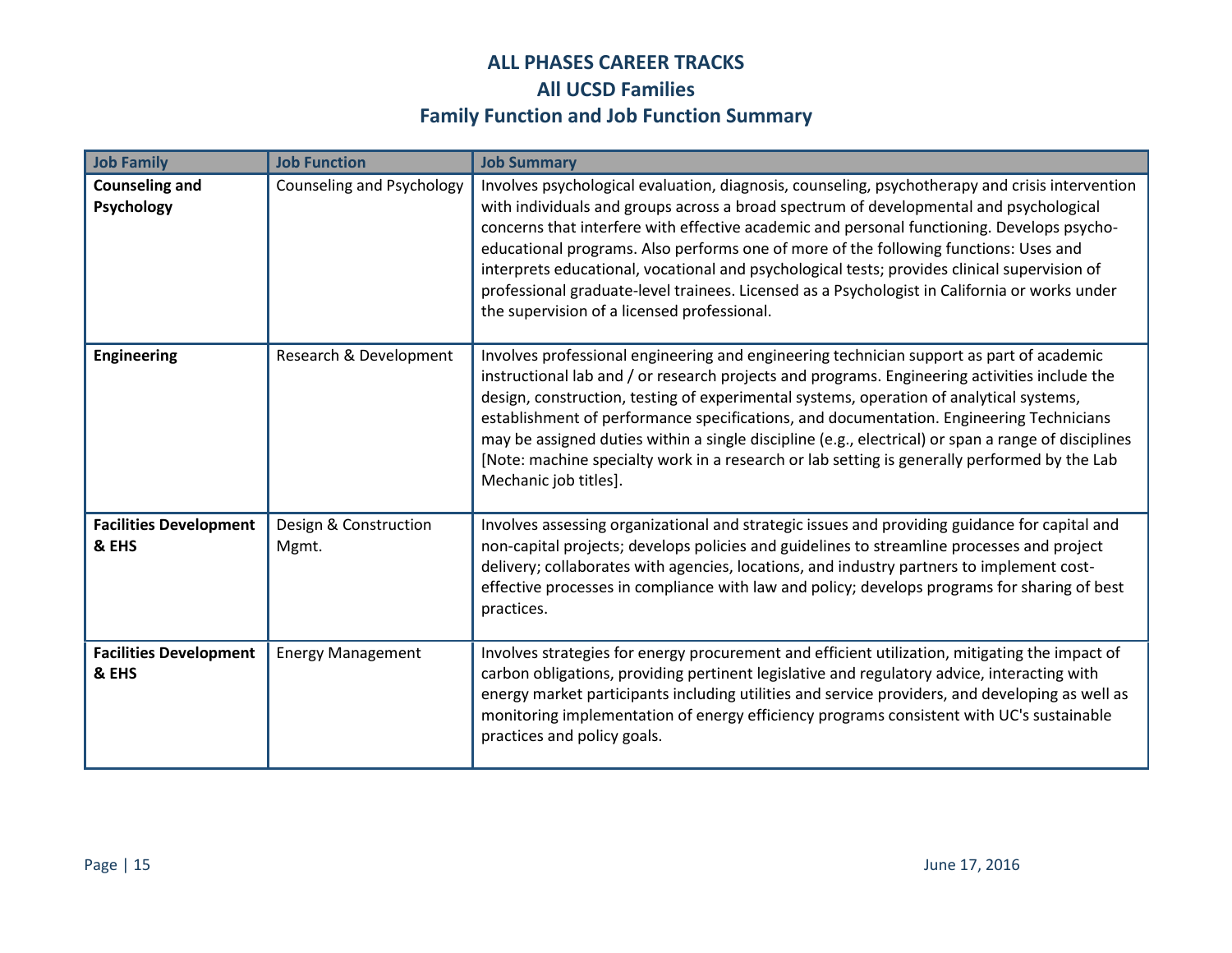# ALL PHASES CAREER TRACKS
## All UCSD Families
## Family Function and Job Function Summary

| Job Family | Job Function | Job Summary |
|---|---|---|
| **Counseling and Psychology** | Counseling and Psychology | Involves psychological evaluation, diagnosis, counseling, psychotherapy and crisis intervention with individuals and groups across a broad spectrum of developmental and psychological concerns that interfere with effective academic and personal functioning. Develops psycho-educational programs. Also performs one of more of the following functions: Uses and interprets educational, vocational and psychological tests; provides clinical supervision of professional graduate-level trainees. Licensed as a Psychologist in California or works under the supervision of a licensed professional. |
| **Engineering** | Research & Development | Involves professional engineering and engineering technician support as part of academic instructional lab and / or research projects and programs. Engineering activities include the design, construction, testing of experimental systems, operation of analytical systems, establishment of performance specifications, and documentation. Engineering Technicians may be assigned duties within a single discipline (e.g., electrical) or span a range of disciplines [Note: machine specialty work in a research or lab setting is generally performed by the Lab Mechanic job titles]. |
| **Facilities Development & EHS** | Design & Construction Mgmt. | Involves assessing organizational and strategic issues and providing guidance for capital and non-capital projects; develops policies and guidelines to streamline processes and project delivery; collaborates with agencies, locations, and industry partners to implement cost-effective processes in compliance with law and policy; develops programs for sharing of best practices. |
| **Facilities Development & EHS** | Energy Management | Involves strategies for energy procurement and efficient utilization, mitigating the impact of carbon obligations, providing pertinent legislative and regulatory advice, interacting with energy market participants including utilities and service providers, and developing as well as monitoring implementation of energy efficiency programs consistent with UC's sustainable practices and policy goals. |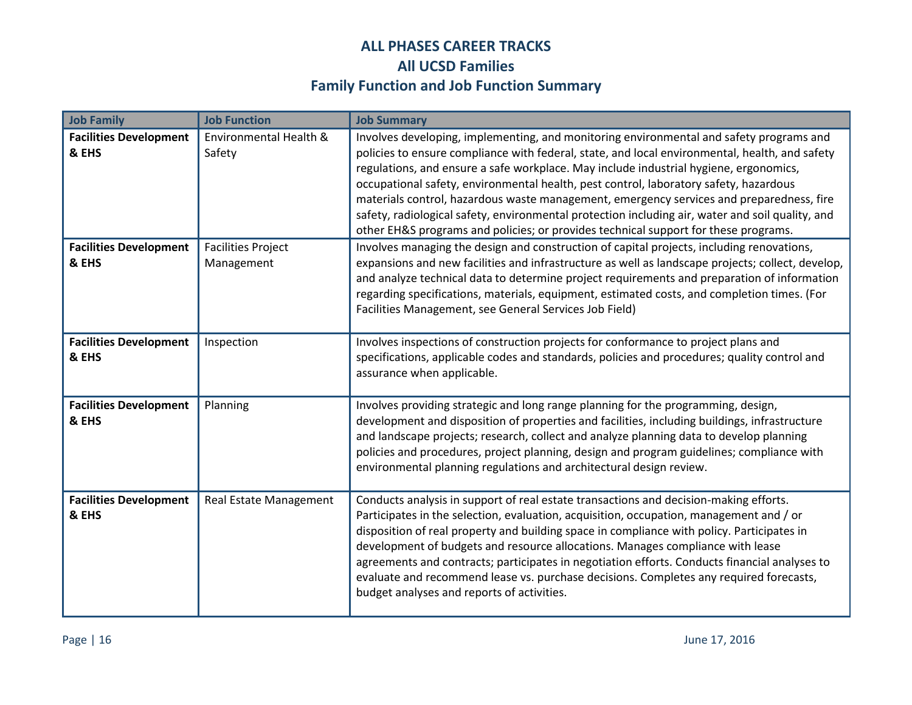# ALL PHASES CAREER TRACKS
## All UCSD Families
## Family Function and Job Function Summary

| Job Family | Job Function | Job Summary |
|---|---|---|
| **Facilities Development & EHS** | Environmental Health & Safety | Involves developing, implementing, and monitoring environmental and safety programs and policies to ensure compliance with federal, state, and local environmental, health, and safety regulations, and ensure a safe workplace. May include industrial hygiene, ergonomics, occupational safety, environmental health, pest control, laboratory safety, hazardous materials control, hazardous waste management, emergency services and preparedness, fire safety, radiological safety, environmental protection including air, water and soil quality, and other EH&S programs and policies; or provides technical support for these programs. |
| **Facilities Development & EHS** | Facilities Project Management | Involves managing the design and construction of capital projects, including renovations, expansions and new facilities and infrastructure as well as landscape projects; collect, develop, and analyze technical data to determine project requirements and preparation of information regarding specifications, materials, equipment, estimated costs, and completion times. (For Facilities Management, see General Services Job Field) |
| **Facilities Development & EHS** | Inspection | Involves inspections of construction projects for conformance to project plans and specifications, applicable codes and standards, policies and procedures; quality control and assurance when applicable. |
| **Facilities Development & EHS** | Planning | Involves providing strategic and long range planning for the programming, design, development and disposition of properties and facilities, including buildings, infrastructure and landscape projects; research, collect and analyze planning data to develop planning policies and procedures, project planning, design and program guidelines; compliance with environmental planning regulations and architectural design review. |
| **Facilities Development & EHS** | Real Estate Management | Conducts analysis in support of real estate transactions and decision-making efforts. Participates in the selection, evaluation, acquisition, occupation, management and / or disposition of real property and building space in compliance with policy. Participates in development of budgets and resource allocations. Manages compliance with lease agreements and contracts; participates in negotiation efforts. Conducts financial analyses to evaluate and recommend lease vs. purchase decisions. Completes any required forecasts, budget analyses and reports of activities. |

June 17, 2016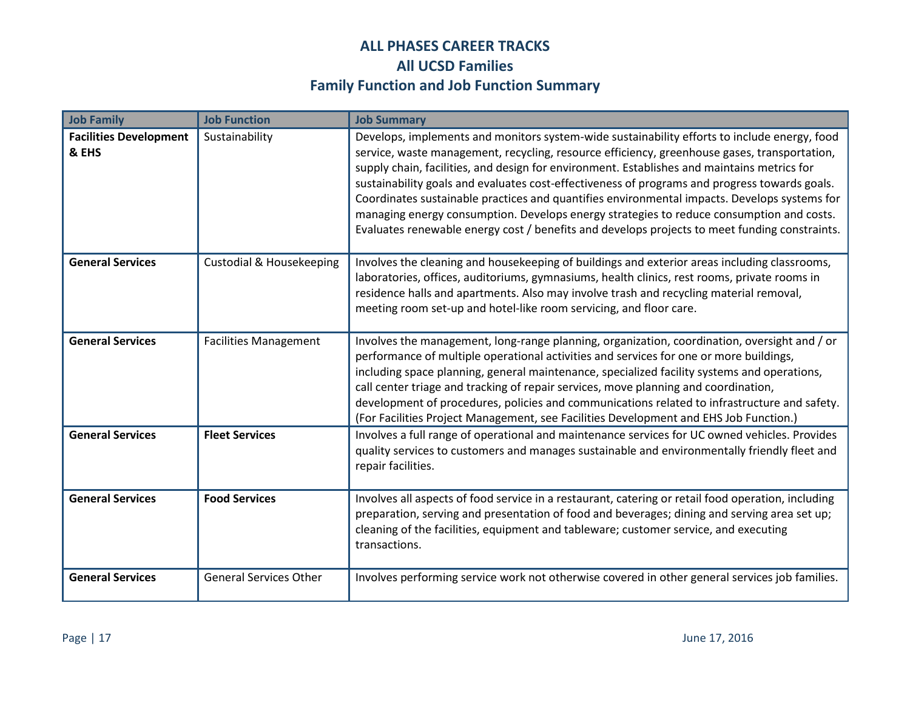# ALL PHASES CAREER TRACKS

## All UCSD Families

## Family Function and Job Function Summary

| Job Family | Job Function | Job Summary |
|---|---|---|
| **Facilities Development & EHS** | Sustainability | Develops, implements and monitors system-wide sustainability efforts to include energy, food service, waste management, recycling, resource efficiency, greenhouse gases, transportation, supply chain, facilities, and design for environment. Establishes and maintains metrics for sustainability goals and evaluates cost-effectiveness of programs and progress towards goals. Coordinates sustainable practices and quantifies environmental impacts. Develops systems for managing energy consumption. Develops energy strategies to reduce consumption and costs. Evaluates renewable energy cost / benefits and develops projects to meet funding constraints. |
| **General Services** | Custodial & Housekeeping | Involves the cleaning and housekeeping of buildings and exterior areas including classrooms, laboratories, offices, auditoriums, gymnasiums, health clinics, rest rooms, private rooms in residence halls and apartments. Also may involve trash and recycling material removal, meeting room set-up and hotel-like room servicing, and floor care. |
| **General Services** | Facilities Management | Involves the management, long-range planning, organization, coordination, oversight and / or performance of multiple operational activities and services for one or more buildings, including space planning, general maintenance, specialized facility systems and operations, call center triage and tracking of repair services, move planning and coordination, development of procedures, policies and communications related to infrastructure and safety. (For Facilities Project Management, see Facilities Development and EHS Job Function.) |
| **General Services** | **Fleet Services** | Involves a full range of operational and maintenance services for UC owned vehicles. Provides quality services to customers and manages sustainable and environmentally friendly fleet and repair facilities. |
| **General Services** | **Food Services** | Involves all aspects of food service in a restaurant, catering or retail food operation, including preparation, serving and presentation of food and beverages; dining and serving area set up; cleaning of the facilities, equipment and tableware; customer service, and executing transactions. |
| **General Services** | General Services Other | Involves performing service work not otherwise covered in other general services job families. |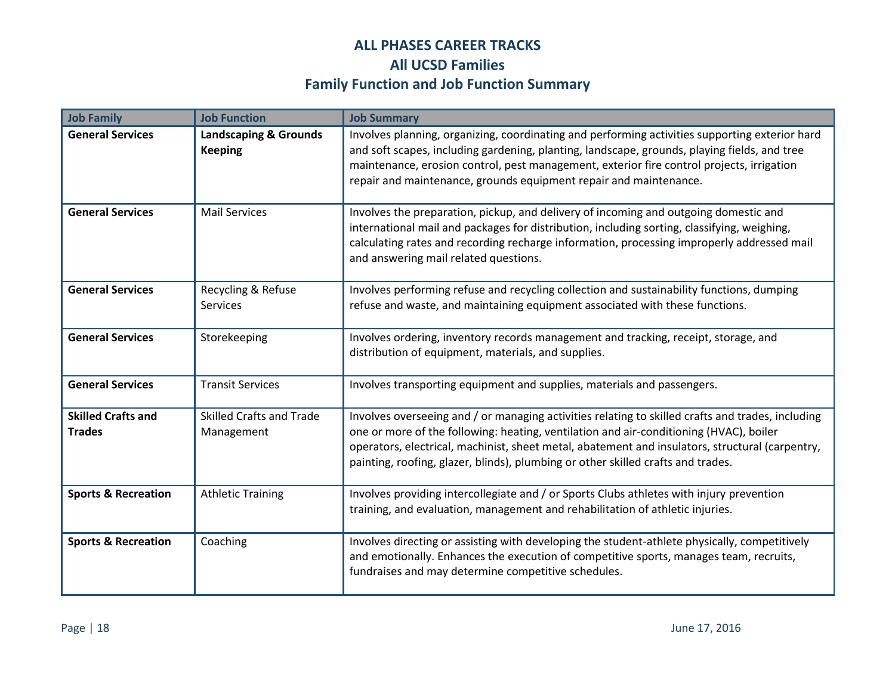# ALL PHASES CAREER TRACKS
## All UCSD Families
## Family Function and Job Function Summary

| Job Family | Job Function | Job Summary |
|---|---|---|
| **General Services** | **Landscaping & Grounds Keeping** | Involves planning, organizing, coordinating and performing activities supporting exterior hard and soft scapes, including gardening, planting, landscape, grounds, playing fields, and tree maintenance, erosion control, pest management, exterior fire control projects, irrigation repair and maintenance, grounds equipment repair and maintenance. |
| **General Services** | Mail Services | Involves the preparation, pickup, and delivery of incoming and outgoing domestic and international mail and packages for distribution, including sorting, classifying, weighing, calculating rates and recording recharge information, processing improperly addressed mail and answering mail related questions. |
| **General Services** | Recycling & Refuse Services | Involves performing refuse and recycling collection and sustainability functions, dumping refuse and waste, and maintaining equipment associated with these functions. |
| **General Services** | Storekeeping | Involves ordering, inventory records management and tracking, receipt, storage, and distribution of equipment, materials, and supplies. |
| **General Services** | Transit Services | Involves transporting equipment and supplies, materials and passengers. |
| **Skilled Crafts and Trades** | Skilled Crafts and Trade Management | Involves overseeing and / or managing activities relating to skilled crafts and trades, including one or more of the following: heating, ventilation and air-conditioning (HVAC), boiler operators, electrical, machinist, sheet metal, abatement and insulators, structural (carpentry, painting, roofing, glazer, blinds), plumbing or other skilled crafts and trades. |
| **Sports & Recreation** | Athletic Training | Involves providing intercollegiate and / or Sports Clubs athletes with injury prevention training, and evaluation, management and rehabilitation of athletic injuries. |
| **Sports & Recreation** | Coaching | Involves directing or assisting with developing the student-athlete physically, competitively and emotionally. Enhances the execution of competitive sports, manages team, recruits, fundraises and may determine competitive schedules. |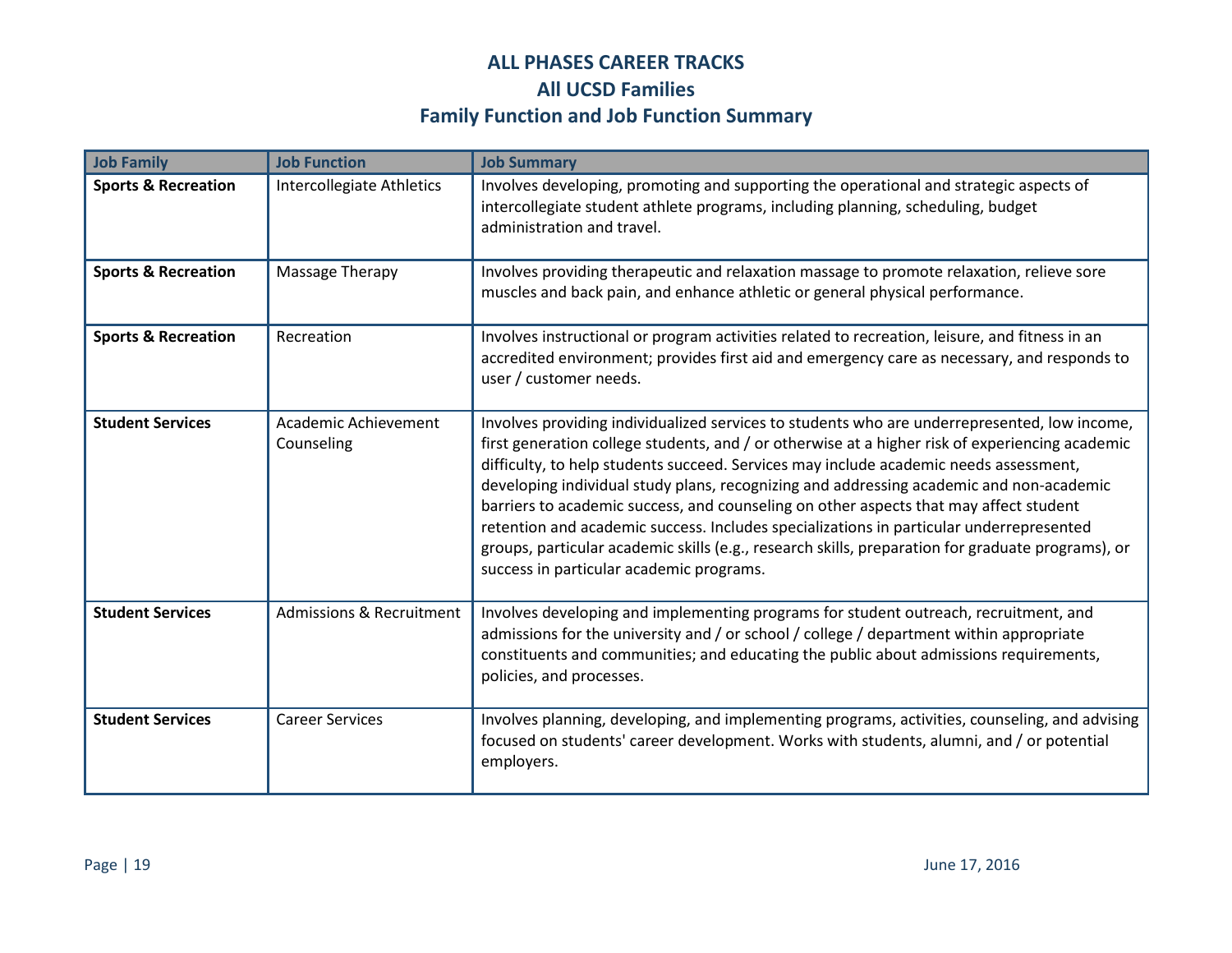# ALL PHASES CAREER TRACKS
## All UCSD Families
## Family Function and Job Function Summary

| Job Family | Job Function | Job Summary |
| --- | --- | --- |
| **Sports & Recreation** | Intercollegiate Athletics | Involves developing, promoting and supporting the operational and strategic aspects of intercollegiate student athlete programs, including planning, scheduling, budget administration and travel. |
| **Sports & Recreation** | Massage Therapy | Involves providing therapeutic and relaxation massage to promote relaxation, relieve sore muscles and back pain, and enhance athletic or general physical performance. |
| **Sports & Recreation** | Recreation | Involves instructional or program activities related to recreation, leisure, and fitness in an accredited environment; provides first aid and emergency care as necessary, and responds to user / customer needs. |
| **Student Services** | Academic Achievement Counseling | Involves providing individualized services to students who are underrepresented, low income, first generation college students, and / or otherwise at a higher risk of experiencing academic difficulty, to help students succeed. Services may include academic needs assessment, developing individual study plans, recognizing and addressing academic and non-academic barriers to academic success, and counseling on other aspects that may affect student retention and academic success. Includes specializations in particular underrepresented groups, particular academic skills (e.g., research skills, preparation for graduate programs), or success in particular academic programs. |
| **Student Services** | Admissions & Recruitment | Involves developing and implementing programs for student outreach, recruitment, and admissions for the university and / or school / college / department within appropriate constituents and communities; and educating the public about admissions requirements, policies, and processes. |
| **Student Services** | Career Services | Involves planning, developing, and implementing programs, activities, counseling, and advising focused on students' career development. Works with students, alumni, and / or potential employers. |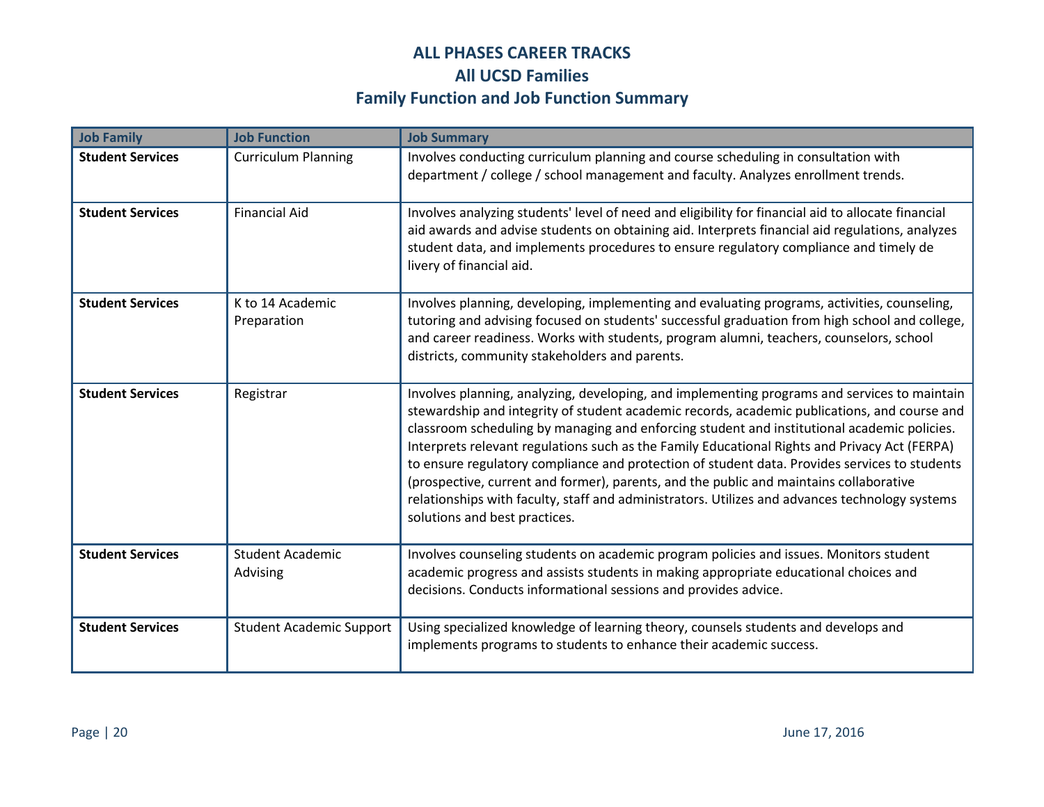# ALL PHASES CAREER TRACKS
## All UCSD Families
## Family Function and Job Function Summary

| Job Family | Job Function | Job Summary |
|---|---|---|
| **Student Services** | Curriculum Planning | Involves conducting curriculum planning and course scheduling in consultation with department / college / school management and faculty. Analyzes enrollment trends. |
| **Student Services** | Financial Aid | Involves analyzing students' level of need and eligibility for financial aid to allocate financial aid awards and advise students on obtaining aid. Interprets financial aid regulations, analyzes student data, and implements procedures to ensure regulatory compliance and timely de livery of financial aid. |
| **Student Services** | K to 14 Academic Preparation | Involves planning, developing, implementing and evaluating programs, activities, counseling, tutoring and advising focused on students' successful graduation from high school and college, and career readiness. Works with students, program alumni, teachers, counselors, school districts, community stakeholders and parents. |
| **Student Services** | Registrar | Involves planning, analyzing, developing, and implementing programs and services to maintain stewardship and integrity of student academic records, academic publications, and course and classroom scheduling by managing and enforcing student and institutional academic policies. Interprets relevant regulations such as the Family Educational Rights and Privacy Act (FERPA) to ensure regulatory compliance and protection of student data. Provides services to students (prospective, current and former), parents, and the public and maintains collaborative relationships with faculty, staff and administrators. Utilizes and advances technology systems solutions and best practices. |
| **Student Services** | Student Academic Advising | Involves counseling students on academic program policies and issues. Monitors student academic progress and assists students in making appropriate educational choices and decisions. Conducts informational sessions and provides advice. |
| **Student Services** | Student Academic Support | Using specialized knowledge of learning theory, counsels students and develops and implements programs to students to enhance their academic success. |

June 17, 2016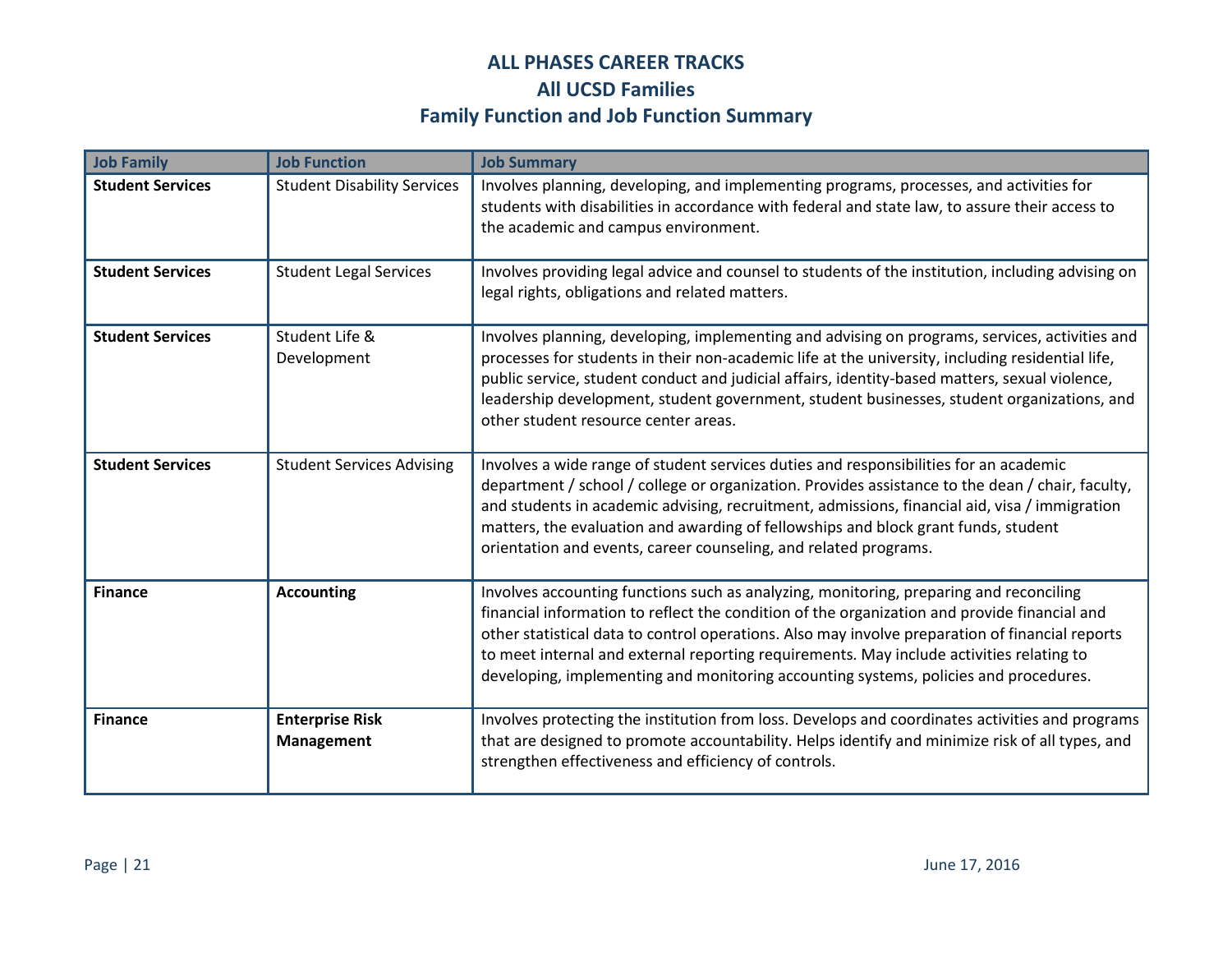# ALL PHASES CAREER TRACKS
## All UCSD Families
## Family Function and Job Function Summary

| Job Family | Job Function | Job Summary |
|---|---|---|
| **Student Services** | Student Disability Services | Involves planning, developing, and implementing programs, processes, and activities for students with disabilities in accordance with federal and state law, to assure their access to the academic and campus environment. |
| **Student Services** | Student Legal Services | Involves providing legal advice and counsel to students of the institution, including advising on legal rights, obligations and related matters. |
| **Student Services** | Student Life & Development | Involves planning, developing, implementing and advising on programs, services, activities and processes for students in their non-academic life at the university, including residential life, public service, student conduct and judicial affairs, identity-based matters, sexual violence, leadership development, student government, student businesses, student organizations, and other student resource center areas. |
| **Student Services** | Student Services Advising | Involves a wide range of student services duties and responsibilities for an academic department / school / college or organization. Provides assistance to the dean / chair, faculty, and students in academic advising, recruitment, admissions, financial aid, visa / immigration matters, the evaluation and awarding of fellowships and block grant funds, student orientation and events, career counseling, and related programs. |
| **Finance** | **Accounting** | Involves accounting functions such as analyzing, monitoring, preparing and reconciling financial information to reflect the condition of the organization and provide financial and other statistical data to control operations. Also may involve preparation of financial reports to meet internal and external reporting requirements. May include activities relating to developing, implementing and monitoring accounting systems, policies and procedures. |
| **Finance** | **Enterprise Risk Management** | Involves protecting the institution from loss. Develops and coordinates activities and programs that are designed to promote accountability. Helps identify and minimize risk of all types, and strengthen effectiveness and efficiency of controls. |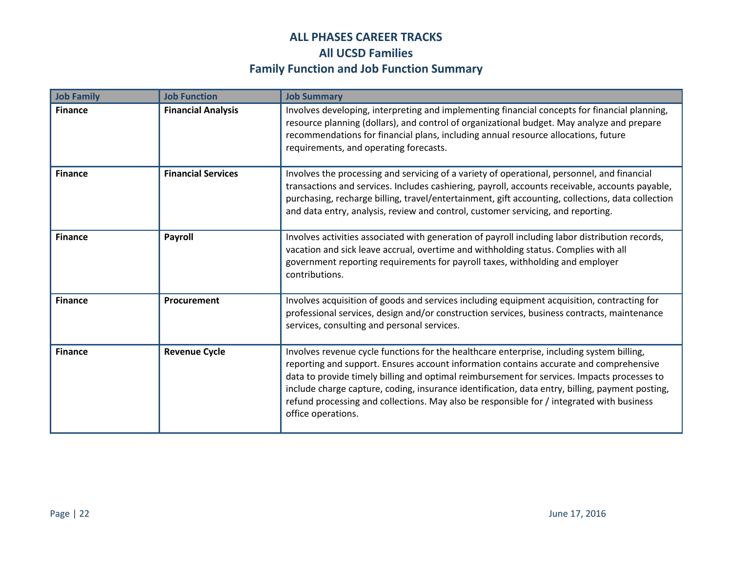# ALL PHASES CAREER TRACKS
## All UCSD Families
## Family Function and Job Function Summary

| Job Family | Job Function | Job Summary |
|---|---|---|
| **Finance** | **Financial Analysis** | Involves developing, interpreting and implementing financial concepts for financial planning, resource planning (dollars), and control of organizational budget. May analyze and prepare recommendations for financial plans, including annual resource allocations, future requirements, and operating forecasts. |
| **Finance** | **Financial Services** | Involves the processing and servicing of a variety of operational, personnel, and financial transactions and services. Includes cashiering, payroll, accounts receivable, accounts payable, purchasing, recharge billing, travel/entertainment, gift accounting, collections, data collection and data entry, analysis, review and control, customer servicing, and reporting. |
| **Finance** | **Payroll** | Involves activities associated with generation of payroll including labor distribution records, vacation and sick leave accrual, overtime and withholding status. Complies with all government reporting requirements for payroll taxes, withholding and employer contributions. |
| **Finance** | **Procurement** | Involves acquisition of goods and services including equipment acquisition, contracting for professional services, design and/or construction services, business contracts, maintenance services, consulting and personal services. |
| **Finance** | **Revenue Cycle** | Involves revenue cycle functions for the healthcare enterprise, including system billing, reporting and support. Ensures account information contains accurate and comprehensive data to provide timely billing and optimal reimbursement for services. Impacts processes to include charge capture, coding, insurance identification, data entry, billing, payment posting, refund processing and collections. May also be responsible for / integrated with business office operations. |

June 17, 2016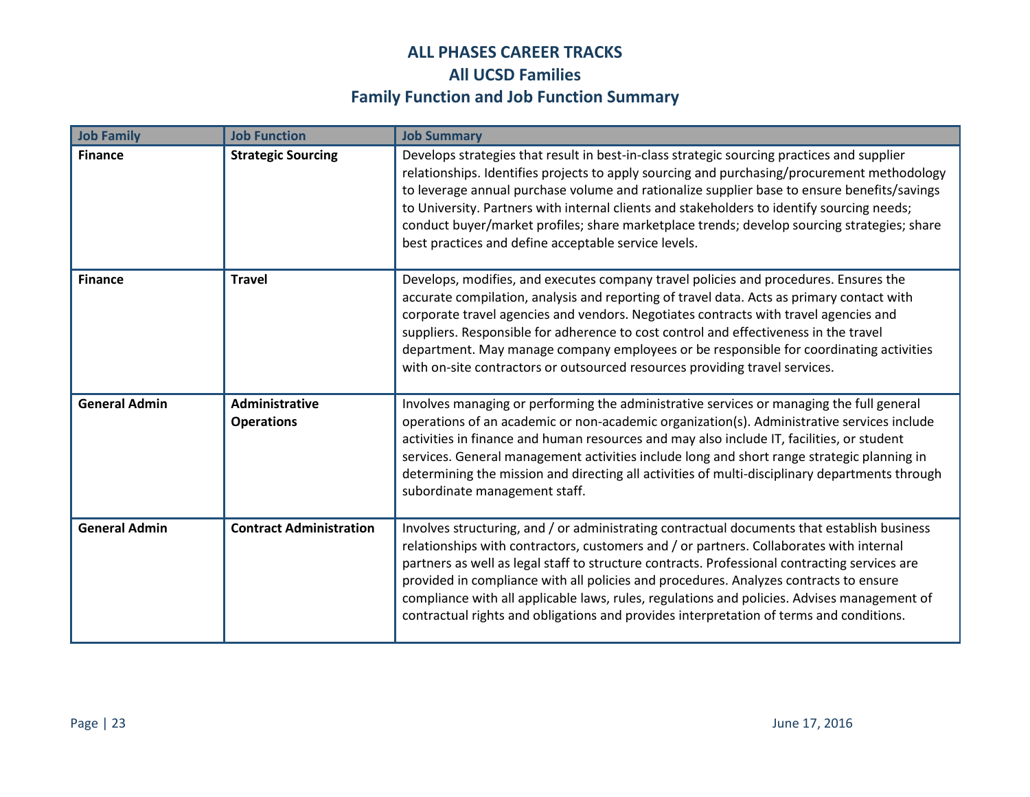# ALL PHASES CAREER TRACKS
## All UCSD Families
## Family Function and Job Function Summary

| Job Family | Job Function | Job Summary |
|---|---|---|
| **Finance** | **Strategic Sourcing** | Develops strategies that result in best-in-class strategic sourcing practices and supplier relationships. Identifies projects to apply sourcing and purchasing/procurement methodology to leverage annual purchase volume and rationalize supplier base to ensure benefits/savings to University. Partners with internal clients and stakeholders to identify sourcing needs; conduct buyer/market profiles; share marketplace trends; develop sourcing strategies; share best practices and define acceptable service levels. |
| **Finance** | **Travel** | Develops, modifies, and executes company travel policies and procedures. Ensures the accurate compilation, analysis and reporting of travel data. Acts as primary contact with corporate travel agencies and vendors. Negotiates contracts with travel agencies and suppliers. Responsible for adherence to cost control and effectiveness in the travel department. May manage company employees or be responsible for coordinating activities with on-site contractors or outsourced resources providing travel services. |
| **General Admin** | **Administrative Operations** | Involves managing or performing the administrative services or managing the full general operations of an academic or non-academic organization(s). Administrative services include activities in finance and human resources and may also include IT, facilities, or student services. General management activities include long and short range strategic planning in determining the mission and directing all activities of multi-disciplinary departments through subordinate management staff. |
| **General Admin** | **Contract Administration** | Involves structuring, and / or administrating contractual documents that establish business relationships with contractors, customers and / or partners. Collaborates with internal partners as well as legal staff to structure contracts. Professional contracting services are provided in compliance with all policies and procedures. Analyzes contracts to ensure compliance with all applicable laws, rules, regulations and policies. Advises management of contractual rights and obligations and provides interpretation of terms and conditions. |

June 17, 2016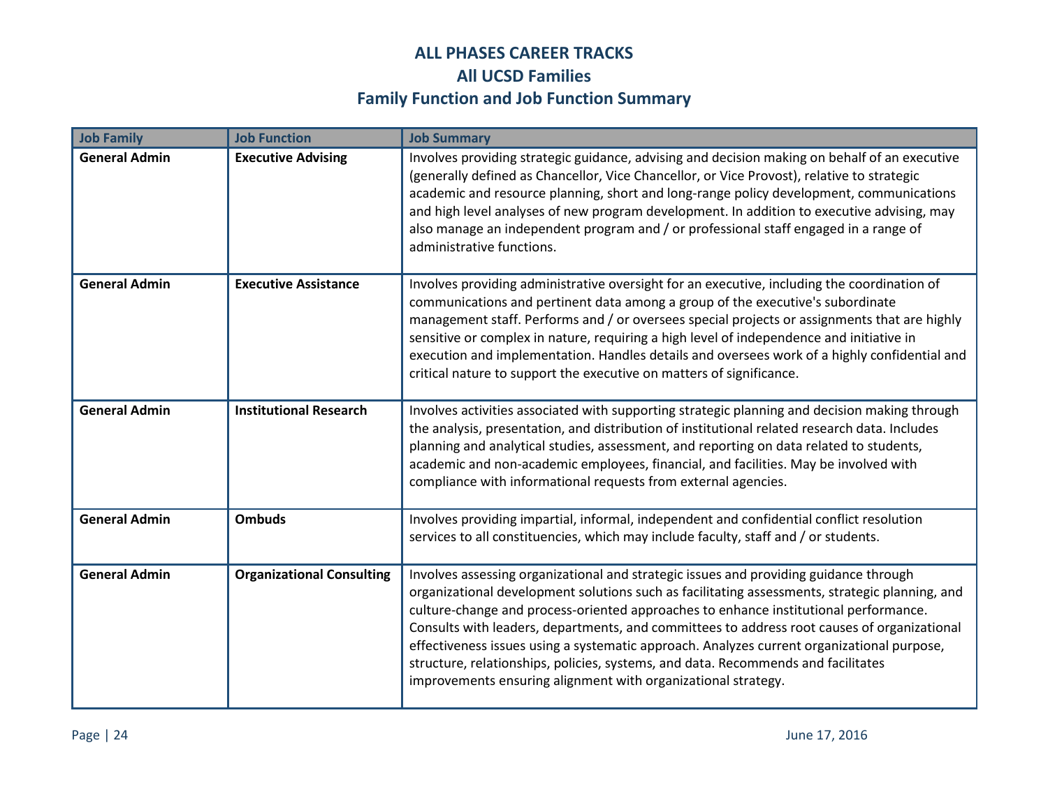# ALL PHASES CAREER TRACKS
## All UCSD Families
## Family Function and Job Function Summary

| Job Family | Job Function | Job Summary |
|---|---|---|
| **General Admin** | **Executive Advising** | Involves providing strategic guidance, advising and decision making on behalf of an executive (generally defined as Chancellor, Vice Chancellor, or Vice Provost), relative to strategic academic and resource planning, short and long-range policy development, communications and high level analyses of new program development. In addition to executive advising, may also manage an independent program and / or professional staff engaged in a range of administrative functions. |
| **General Admin** | **Executive Assistance** | Involves providing administrative oversight for an executive, including the coordination of communications and pertinent data among a group of the executive's subordinate management staff. Performs and / or oversees special projects or assignments that are highly sensitive or complex in nature, requiring a high level of independence and initiative in execution and implementation. Handles details and oversees work of a highly confidential and critical nature to support the executive on matters of significance. |
| **General Admin** | **Institutional Research** | Involves activities associated with supporting strategic planning and decision making through the analysis, presentation, and distribution of institutional related research data. Includes planning and analytical studies, assessment, and reporting on data related to students, academic and non-academic employees, financial, and facilities. May be involved with compliance with informational requests from external agencies. |
| **General Admin** | **Ombuds** | Involves providing impartial, informal, independent and confidential conflict resolution services to all constituencies, which may include faculty, staff and / or students. |
| **General Admin** | **Organizational Consulting** | Involves assessing organizational and strategic issues and providing guidance through organizational development solutions such as facilitating assessments, strategic planning, and culture-change and process-oriented approaches to enhance institutional performance. Consults with leaders, departments, and committees to address root causes of organizational effectiveness issues using a systematic approach. Analyzes current organizational purpose, structure, relationships, policies, systems, and data. Recommends and facilitates improvements ensuring alignment with organizational strategy. |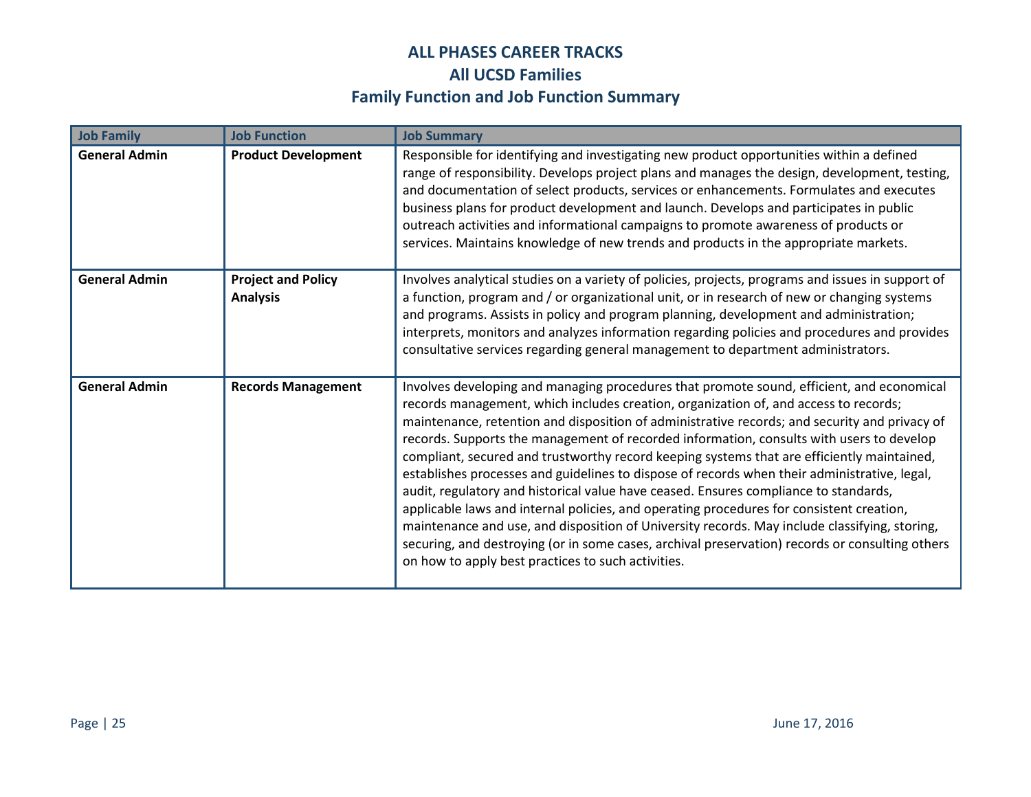# ALL PHASES CAREER TRACKS
## All UCSD Families
## Family Function and Job Function Summary

| Job Family | Job Function | Job Summary |
|---|---|---|
| **General Admin** | **Product Development** | Responsible for identifying and investigating new product opportunities within a defined range of responsibility. Develops project plans and manages the design, development, testing, and documentation of select products, services or enhancements. Formulates and executes business plans for product development and launch. Develops and participates in public outreach activities and informational campaigns to promote awareness of products or services. Maintains knowledge of new trends and products in the appropriate markets. |
| **General Admin** | **Project and Policy Analysis** | Involves analytical studies on a variety of policies, projects, programs and issues in support of a function, program and / or organizational unit, or in research of new or changing systems and programs. Assists in policy and program planning, development and administration; interprets, monitors and analyzes information regarding policies and procedures and provides consultative services regarding general management to department administrators. |
| **General Admin** | **Records Management** | Involves developing and managing procedures that promote sound, efficient, and economical records management, which includes creation, organization of, and access to records; maintenance, retention and disposition of administrative records; and security and privacy of records. Supports the management of recorded information, consults with users to develop compliant, secured and trustworthy record keeping systems that are efficiently maintained, establishes processes and guidelines to dispose of records when their administrative, legal, audit, regulatory and historical value have ceased. Ensures compliance to standards, applicable laws and internal policies, and operating procedures for consistent creation, maintenance and use, and disposition of University records. May include classifying, storing, securing, and destroying (or in some cases, archival preservation) records or consulting others on how to apply best practices to such activities. |

June 17, 2016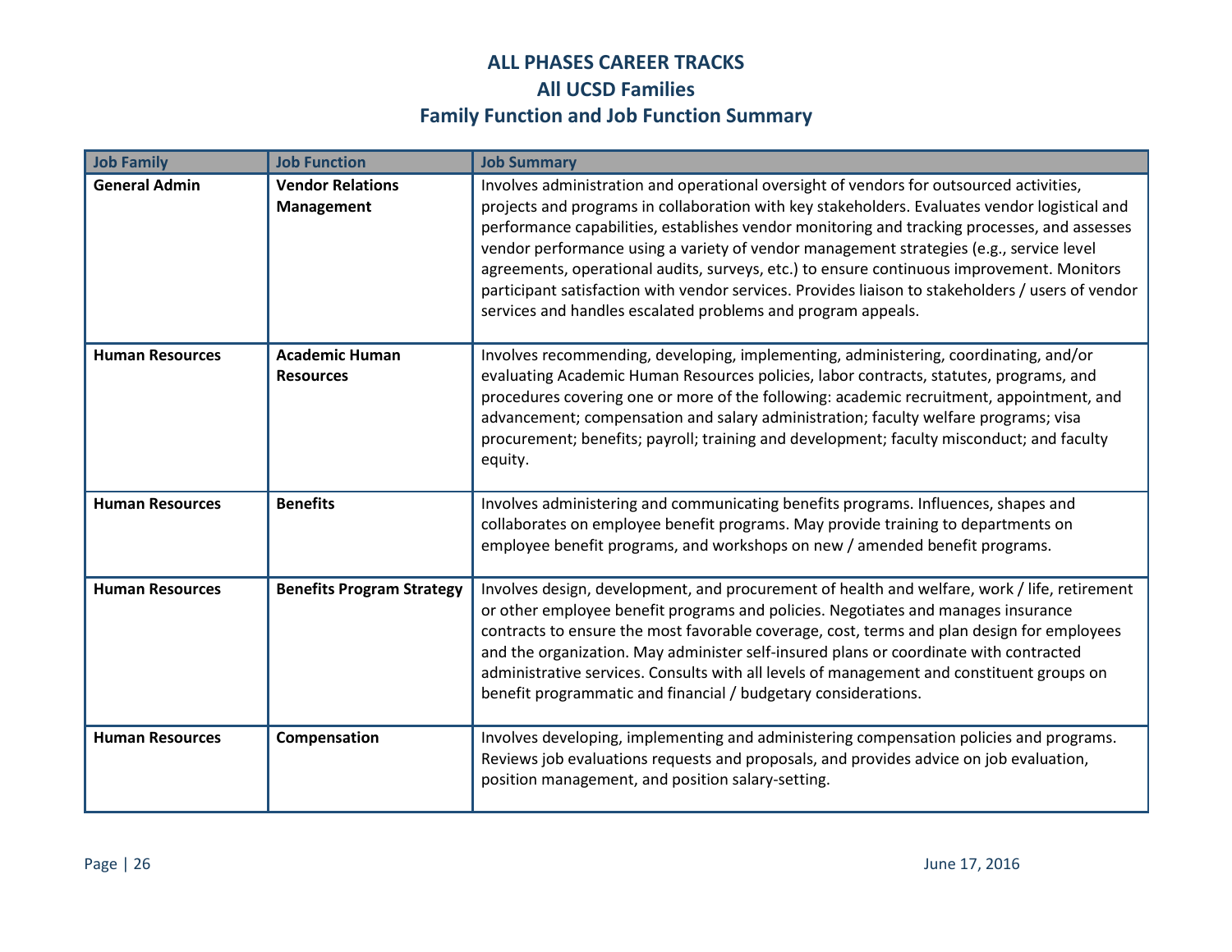# ALL PHASES CAREER TRACKS
## All UCSD Families
## Family Function and Job Function Summary

| Job Family | Job Function | Job Summary |
|---|---|---|
| **General Admin** | **Vendor Relations Management** | Involves administration and operational oversight of vendors for outsourced activities, projects and programs in collaboration with key stakeholders. Evaluates vendor logistical and performance capabilities, establishes vendor monitoring and tracking processes, and assesses vendor performance using a variety of vendor management strategies (e.g., service level agreements, operational audits, surveys, etc.) to ensure continuous improvement. Monitors participant satisfaction with vendor services. Provides liaison to stakeholders / users of vendor services and handles escalated problems and program appeals. |
| **Human Resources** | **Academic Human Resources** | Involves recommending, developing, implementing, administering, coordinating, and/or evaluating Academic Human Resources policies, labor contracts, statutes, programs, and procedures covering one or more of the following: academic recruitment, appointment, and advancement; compensation and salary administration; faculty welfare programs; visa procurement; benefits; payroll; training and development; faculty misconduct; and faculty equity. |
| **Human Resources** | **Benefits** | Involves administering and communicating benefits programs. Influences, shapes and collaborates on employee benefit programs. May provide training to departments on employee benefit programs, and workshops on new / amended benefit programs. |
| **Human Resources** | **Benefits Program Strategy** | Involves design, development, and procurement of health and welfare, work / life, retirement or other employee benefit programs and policies. Negotiates and manages insurance contracts to ensure the most favorable coverage, cost, terms and plan design for employees and the organization. May administer self-insured plans or coordinate with contracted administrative services. Consults with all levels of management and constituent groups on benefit programmatic and financial / budgetary considerations. |
| **Human Resources** | **Compensation** | Involves developing, implementing and administering compensation policies and programs. Reviews job evaluations requests and proposals, and provides advice on job evaluation, position management, and position salary-setting. |

June 17, 2016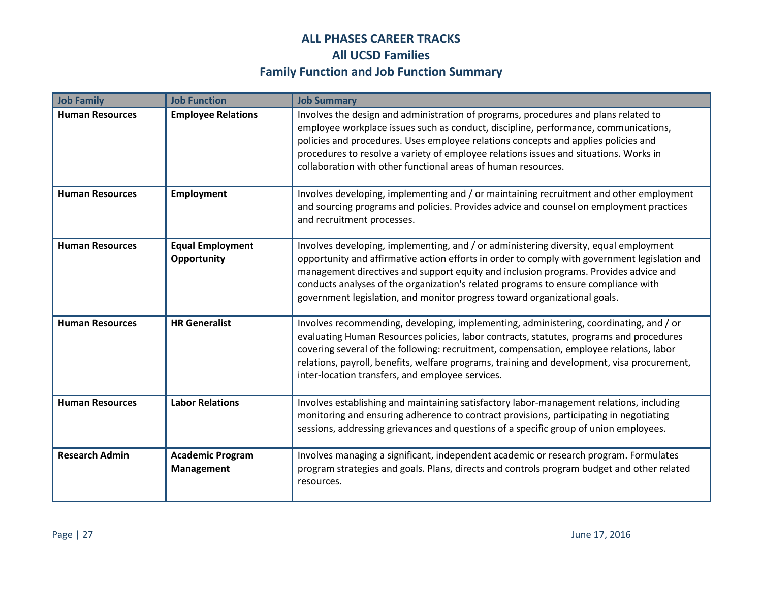# ALL PHASES CAREER TRACKS
## All UCSD Families
## Family Function and Job Function Summary

| Job Family | Job Function | Job Summary |
|---|---|---|
| **Human Resources** | **Employee Relations** | Involves the design and administration of programs, procedures and plans related to employee workplace issues such as conduct, discipline, performance, communications, policies and procedures. Uses employee relations concepts and applies policies and procedures to resolve a variety of employee relations issues and situations. Works in collaboration with other functional areas of human resources. |
| **Human Resources** | **Employment** | Involves developing, implementing and / or maintaining recruitment and other employment and sourcing programs and policies. Provides advice and counsel on employment practices and recruitment processes. |
| **Human Resources** | **Equal Employment Opportunity** | Involves developing, implementing, and / or administering diversity, equal employment opportunity and affirmative action efforts in order to comply with government legislation and management directives and support equity and inclusion programs. Provides advice and conducts analyses of the organization's related programs to ensure compliance with government legislation, and monitor progress toward organizational goals. |
| **Human Resources** | **HR Generalist** | Involves recommending, developing, implementing, administering, coordinating, and / or evaluating Human Resources policies, labor contracts, statutes, programs and procedures covering several of the following: recruitment, compensation, employee relations, labor relations, payroll, benefits, welfare programs, training and development, visa procurement, inter-location transfers, and employee services. |
| **Human Resources** | **Labor Relations** | Involves establishing and maintaining satisfactory labor-management relations, including monitoring and ensuring adherence to contract provisions, participating in negotiating sessions, addressing grievances and questions of a specific group of union employees. |
| **Research Admin** | **Academic Program Management** | Involves managing a significant, independent academic or research program. Formulates program strategies and goals. Plans, directs and controls program budget and other related resources. |

June 17, 2016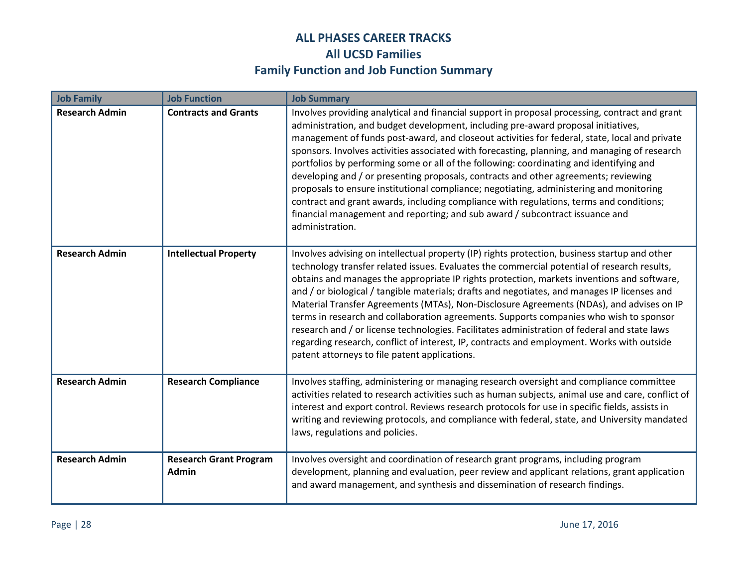# ALL PHASES CAREER TRACKS
## All UCSD Families
## Family Function and Job Function Summary

| Job Family | Job Function | Job Summary |
|---|---|---|
| **Research Admin** | **Contracts and Grants** | Involves providing analytical and financial support in proposal processing, contract and grant administration, and budget development, including pre-award proposal initiatives, management of funds post-award, and closeout activities for federal, state, local and private sponsors. Involves activities associated with forecasting, planning, and managing of research portfolios by performing some or all of the following: coordinating and identifying and developing and / or presenting proposals, contracts and other agreements; reviewing proposals to ensure institutional compliance; negotiating, administering and monitoring contract and grant awards, including compliance with regulations, terms and conditions; financial management and reporting; and sub award / subcontract issuance and administration. |
| **Research Admin** | **Intellectual Property** | Involves advising on intellectual property (IP) rights protection, business startup and other technology transfer related issues. Evaluates the commercial potential of research results, obtains and manages the appropriate IP rights protection, markets inventions and software, and / or biological / tangible materials; drafts and negotiates, and manages IP licenses and Material Transfer Agreements (MTAs), Non-Disclosure Agreements (NDAs), and advises on IP terms in research and collaboration agreements. Supports companies who wish to sponsor research and / or license technologies. Facilitates administration of federal and state laws regarding research, conflict of interest, IP, contracts and employment. Works with outside patent attorneys to file patent applications. |
| **Research Admin** | **Research Compliance** | Involves staffing, administering or managing research oversight and compliance committee activities related to research activities such as human subjects, animal use and care, conflict of interest and export control. Reviews research protocols for use in specific fields, assists in writing and reviewing protocols, and compliance with federal, state, and University mandated laws, regulations and policies. |
| **Research Admin** | **Research Grant Program Admin** | Involves oversight and coordination of research grant programs, including program development, planning and evaluation, peer review and applicant relations, grant application and award management, and synthesis and dissemination of research findings. |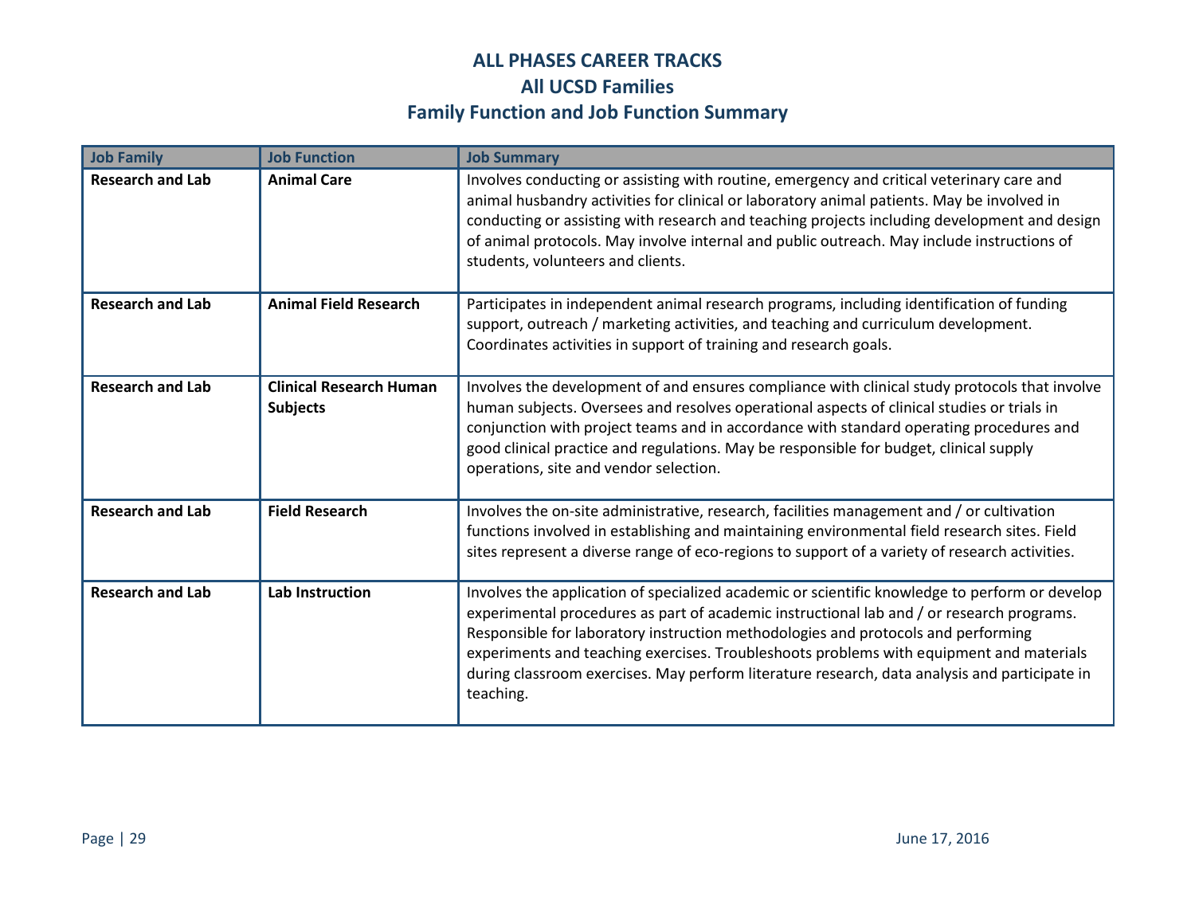# ALL PHASES CAREER TRACKS
## All UCSD Families
## Family Function and Job Function Summary

| Job Family | Job Function | Job Summary |
|---|---|---|
| **Research and Lab** | **Animal Care** | Involves conducting or assisting with routine, emergency and critical veterinary care and animal husbandry activities for clinical or laboratory animal patients. May be involved in conducting or assisting with research and teaching projects including development and design of animal protocols. May involve internal and public outreach. May include instructions of students, volunteers and clients. |
| **Research and Lab** | **Animal Field Research** | Participates in independent animal research programs, including identification of funding support, outreach / marketing activities, and teaching and curriculum development. Coordinates activities in support of training and research goals. |
| **Research and Lab** | **Clinical Research Human Subjects** | Involves the development of and ensures compliance with clinical study protocols that involve human subjects. Oversees and resolves operational aspects of clinical studies or trials in conjunction with project teams and in accordance with standard operating procedures and good clinical practice and regulations. May be responsible for budget, clinical supply operations, site and vendor selection. |
| **Research and Lab** | **Field Research** | Involves the on-site administrative, research, facilities management and / or cultivation functions involved in establishing and maintaining environmental field research sites. Field sites represent a diverse range of eco-regions to support of a variety of research activities. |
| **Research and Lab** | **Lab Instruction** | Involves the application of specialized academic or scientific knowledge to perform or develop experimental procedures as part of academic instructional lab and / or research programs. Responsible for laboratory instruction methodologies and protocols and performing experiments and teaching exercises. Troubleshoots problems with equipment and materials during classroom exercises. May perform literature research, data analysis and participate in teaching. |

June 17, 2016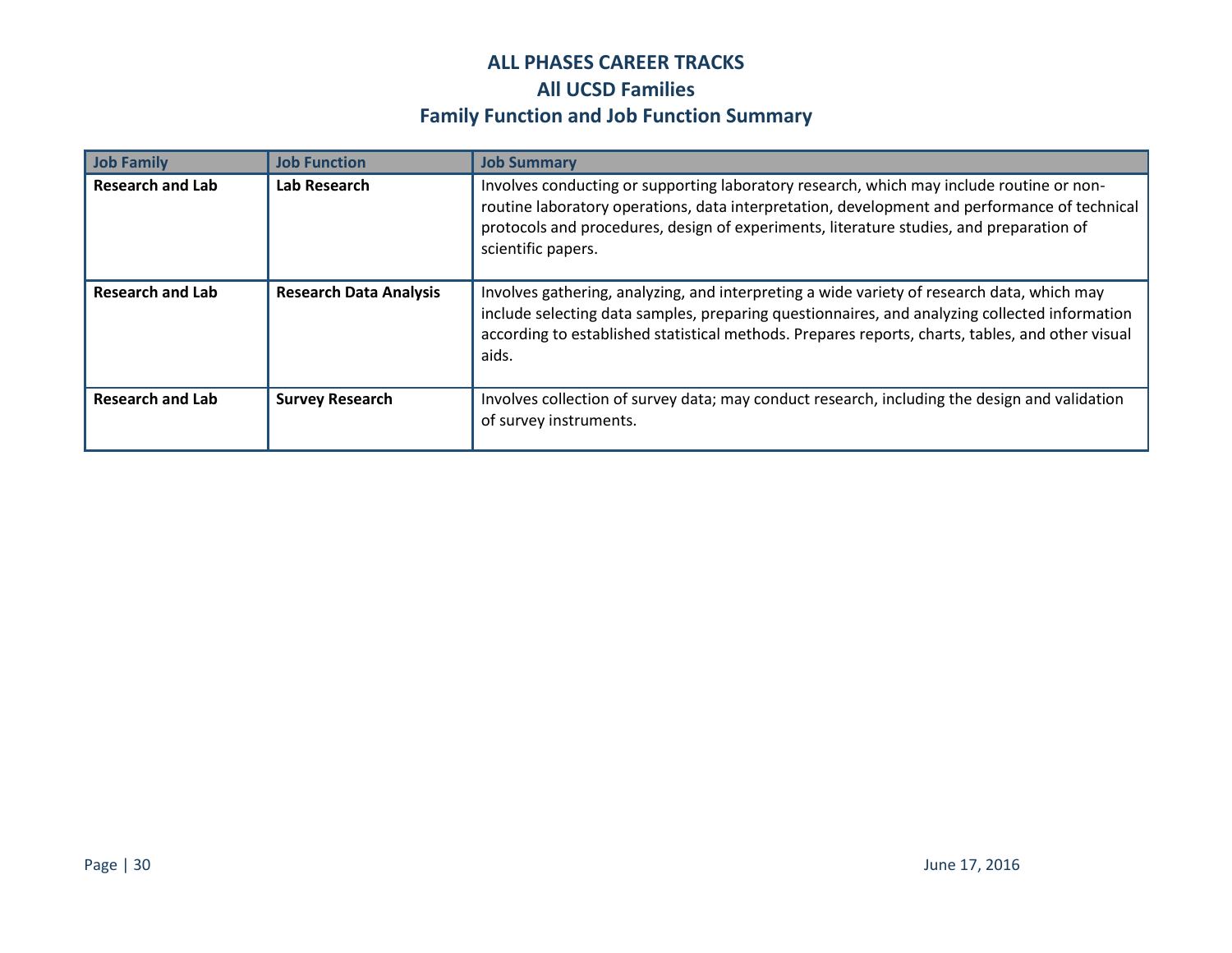# ALL PHASES CAREER TRACKS
## All UCSD Families
## Family Function and Job Function Summary

| Job Family | Job Function | Job Summary |
|---|---|---|
| **Research and Lab** | **Lab Research** | Involves conducting or supporting laboratory research, which may include routine or non-routine laboratory operations, data interpretation, development and performance of technical protocols and procedures, design of experiments, literature studies, and preparation of scientific papers. |
| **Research and Lab** | **Research Data Analysis** | Involves gathering, analyzing, and interpreting a wide variety of research data, which may include selecting data samples, preparing questionnaires, and analyzing collected information according to established statistical methods. Prepares reports, charts, tables, and other visual aids. |
| **Research and Lab** | **Survey Research** | Involves collection of survey data; may conduct research, including the design and validation of survey instruments. |